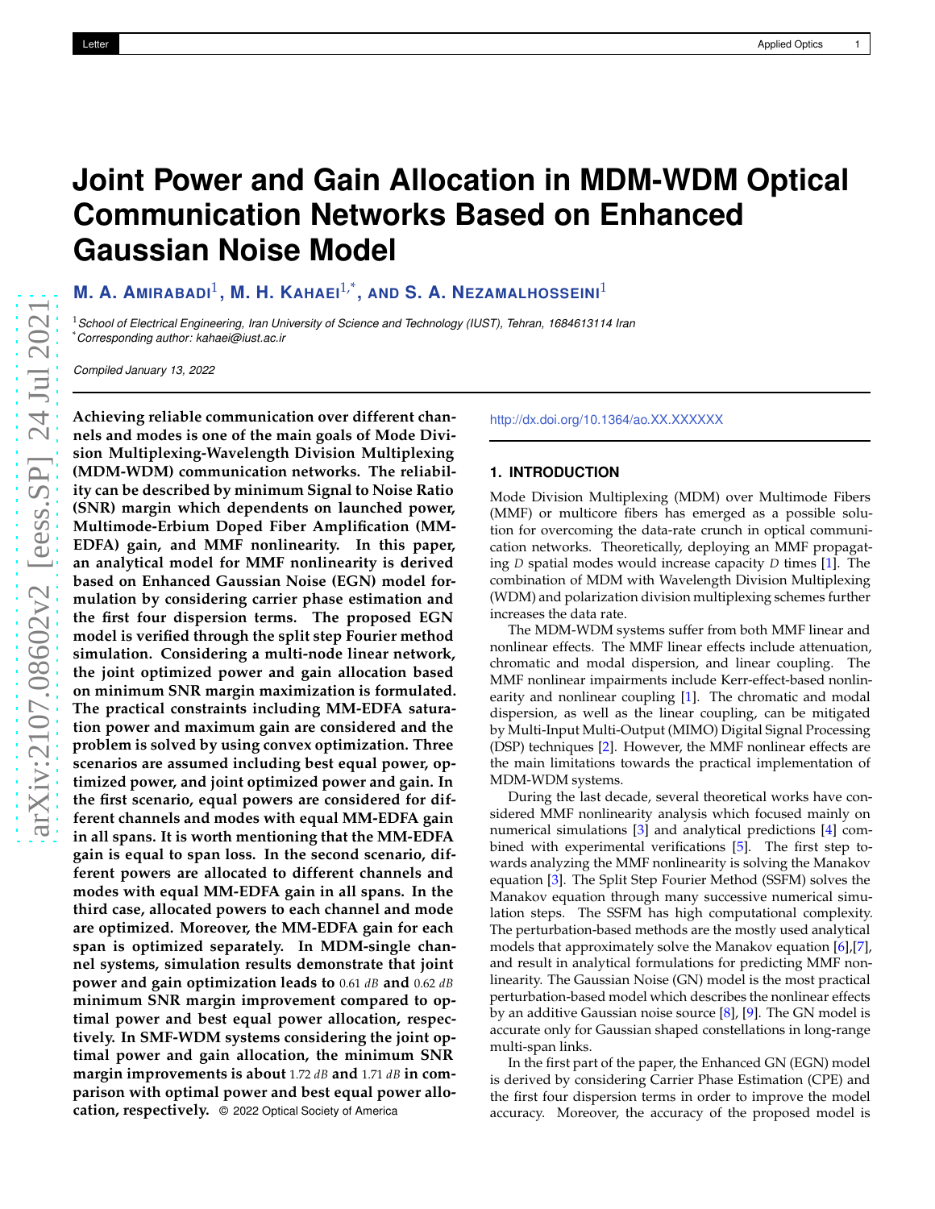# Joint Power and Gain Allocation in MDM-WDM Optical Communication Networks Based on Enhanced Gaussian Noise Model

**M. A. Amirabadi[1], M. H. Kahaei[1,*], and S. A. Nezamalhosseini[1]**

[1] *School of Electrical Engineering, Iran University of Science and Technology (IUST), Tehran, 1684613114 Iran*

[*] *Corresponding author: kahaei@iust.ac.ir*

*Compiled January 13, 2022*

**Achieving reliable communication over different channels and modes is one of the main goals of Mode Division Multiplexing-Wavelength Division Multiplexing (MDM-WDM) communication networks. The reliability can be described by minimum Signal to Noise Ratio (SNR) margin which dependents on launched power, Multimode-Erbium Doped Fiber Amplification (MM-EDFA) gain, and MMF nonlinearity. In this paper, an analytical model for MMF nonlinearity is derived based on Enhanced Gaussian Noise (EGN) model formulation by considering carrier phase estimation and the first four dispersion terms. The proposed EGN model is verified through the split step Fourier method simulation. Considering a multi-node linear network, the joint optimized power and gain allocation based on minimum SNR margin maximization is formulated. The practical constraints including MM-EDFA saturation power and maximum gain are considered and the problem is solved by using convex optimization. Three scenarios are assumed including best equal power, optimized power, and joint optimized power and gain. In the first scenario, equal powers are considered for different channels and modes with equal MM-EDFA gain in all spans. It is worth mentioning that the MM-EDFA gain is equal to span loss. In the second scenario, different powers are allocated to different channels and modes with equal MM-EDFA gain in all spans. In the third case, allocated powers to each channel and mode are optimized. Moreover, the MM-EDFA gain for each span is optimized separately. In MDM-single channel systems, simulation results demonstrate that joint power and gain optimization leads to $0.61\ dB$ and $0.62\ dB$ minimum SNR margin improvement compared to optimal power and best equal power allocation, respectively. In SMF-WDM systems considering the joint optimal power and gain allocation, the minimum SNR margin improvements is about $1.72\ dB$ and $1.71\ dB$ in comparison with optimal power and best equal power allocation, respectively.** © 2022 Optical Society of America

http://dx.doi.org/10.1364/ao.XX.XXXXXX

## 1. INTRODUCTION

Mode Division Multiplexing (MDM) over Multimode Fibers (MMF) or multicore fibers has emerged as a possible solution for overcoming the data-rate crunch in optical communication networks. Theoretically, deploying an MMF propagating $D$ spatial modes would increase capacity $D$ times [1]. The combination of MDM with Wavelength Division Multiplexing (WDM) and polarization division multiplexing schemes further increases the data rate.

The MDM-WDM systems suffer from both MMF linear and nonlinear effects. The MMF linear effects include attenuation, chromatic and modal dispersion, and linear coupling. The MMF nonlinear impairments include Kerr-effect-based nonlinearity and nonlinear coupling [1]. The chromatic and modal dispersion, as well as the linear coupling, can be mitigated by Multi-Input Multi-Output (MIMO) Digital Signal Processing (DSP) techniques [2]. However, the MMF nonlinear effects are the main limitations towards the practical implementation of MDM-WDM systems.

During the last decade, several theoretical works have considered MMF nonlinearity analysis which focused mainly on numerical simulations [3] and analytical predictions [4] combined with experimental verifications [5]. The first step towards analyzing the MMF nonlinearity is solving the Manakov equation [3]. The Split Step Fourier Method (SSFM) solves the Manakov equation through many successive numerical simulation steps. The SSFM has high computational complexity. The perturbation-based methods are the mostly used analytical models that approximately solve the Manakov equation [6],[7], and result in analytical formulations for predicting MMF nonlinearity. The Gaussian Noise (GN) model is the most practical perturbation-based model which describes the nonlinear effects by an additive Gaussian noise source [8], [9]. The GN model is accurate only for Gaussian shaped constellations in long-range multi-span links.

In the first part of the paper, the Enhanced GN (EGN) model is derived by considering Carrier Phase Estimation (CPE) and the first four dispersion terms in order to improve the model accuracy. Moreover, the accuracy of the proposed model is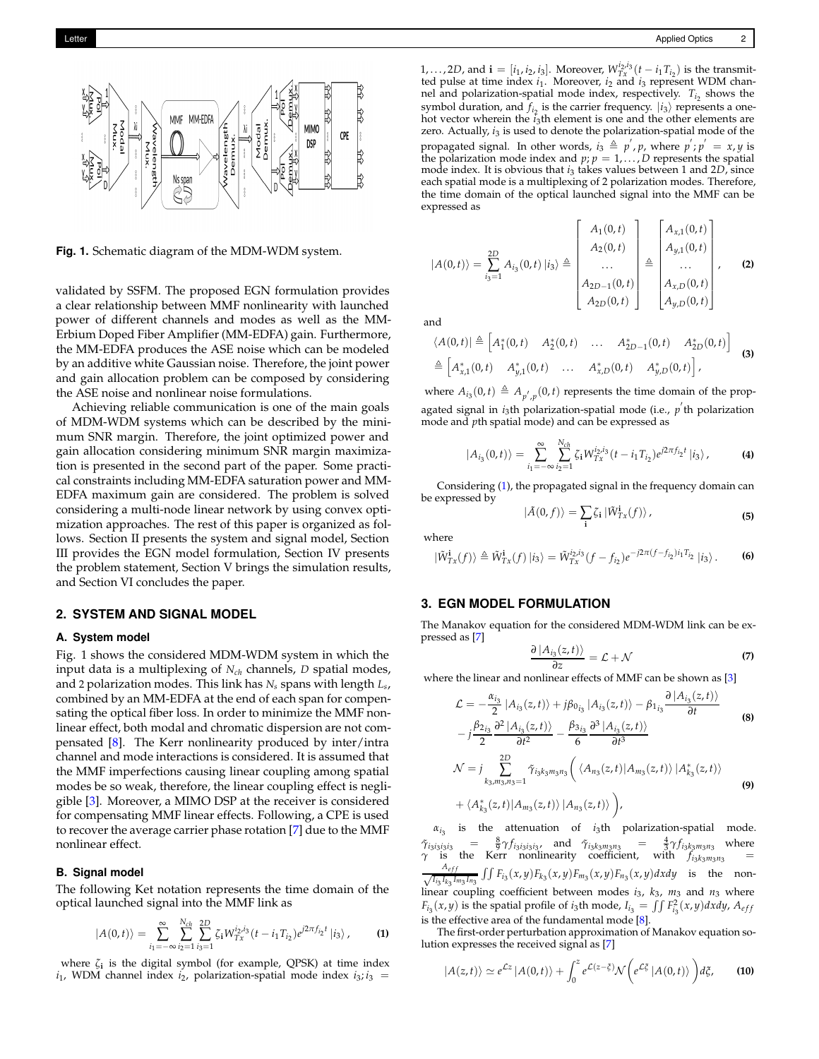**Fig. 1.** Schematic diagram of the MDM-WDM system.

validated by SSFM. The proposed EGN formulation provides a clear relationship between MMF nonlinearity with launched power of different channels and modes as well as the MM-Erbium Doped Fiber Amplifier (MM-EDFA) gain. Furthermore, the MM-EDFA produces the ASE noise which can be modeled by an additive white Gaussian noise. Therefore, the joint power and gain allocation problem can be composed by considering the ASE noise and nonlinear noise formulations.

Achieving reliable communication is one of the main goals of MDM-WDM systems which can be described by the minimum SNR margin. Therefore, the joint optimized power and gain allocation considering minimum SNR margin maximization is presented in the second part of the paper. Some practical constraints including MM-EDFA saturation power and MM-EDFA maximum gain are considered. The problem is solved considering a multi-node linear network by using convex optimization approaches. The rest of this paper is organized as follows. Section II presents the system and signal model, Section III provides the EGN model formulation, Section IV presents the problem statement, Section V brings the simulation results, and Section VI concludes the paper.

## 2. SYSTEM AND SIGNAL MODEL

### A. System model

Fig. 1 shows the considered MDM-WDM system in which the input data is a multiplexing of $N_{ch}$ channels, $D$ spatial modes, and 2 polarization modes. This link has $N_s$ spans with length $L_s$, combined by an MM-EDFA at the end of each span for compensating the optical fiber loss. In order to minimize the MMF nonlinear effect, both modal and chromatic dispersion are not compensated [8]. The Kerr nonlinearity produced by inter/intra channel and mode interactions is considered. It is assumed that the MMF imperfections causing linear coupling among spatial modes be so weak, therefore, the linear coupling effect is negligible [3]. Moreover, a MIMO DSP at the receiver is considered for compensating MMF linear effects. Following, a CPE is used to recover the average carrier phase rotation [7] due to the MMF nonlinear effect.

### B. Signal model

The following Ket notation represents the time domain of the optical launched signal into the MMF link as

$$|A(0,t)\rangle = \sum_{i_1=-\infty}^{\infty} \sum_{i_2=1}^{N_{ch}} \sum_{i_3=1}^{2D} \zeta_{\mathbf{i}} W_{Tx}^{i_2,i_3}(t - i_1 T_{i_2}) e^{j2\pi f_{i_2} t} |i_3\rangle, \tag{1}$$

where $\zeta_{\mathbf{i}}$ is the digital symbol (for example, QPSK) at time index $i_1$, WDM channel index $i_2$, polarization-spatial mode index $i_3; i_3 = 1, \ldots, 2D$, and $\mathbf{i} = [i_1, i_2, i_3]$. Moreover, $W_{Tx}^{i_2,i_3}(t - i_1 T_{i_2})$ is the transmitted pulse at time index $i_1$. Moreover, $i_2$ and $i_3$ represent WDM channel and polarization-spatial mode index, respectively. $T_{i_2}$ shows the symbol duration, and $f_{i_2}$ is the carrier frequency. $|i_3\rangle$ represents a one-hot vector wherein the $i_3$th element is one and the other elements are zero. Actually, $i_3$ is used to denote the polarization-spatial mode of the propagated signal. In other words, $i_3 \triangleq p', p$, where $p'; p' = x, y$ is the polarization mode index and $p; p = 1, \ldots, D$ represents the spatial mode index. It is obvious that $i_3$ takes values between 1 and $2D$, since each spatial mode is a multiplexing of 2 polarization modes. Therefore, the time domain of the optical launched signal into the MMF can be expressed as

$$|A(0,t)\rangle = \sum_{i_3=1}^{2D} A_{i_3}(0,t) |i_3\rangle \triangleq \begin{bmatrix} A_1(0,t) \\ A_2(0,t) \\ \ldots \\ A_{2D-1}(0,t) \\ A_{2D}(0,t) \end{bmatrix} \triangleq \begin{bmatrix} A_{x,1}(0,t) \\ A_{y,1}(0,t) \\ \ldots \\ A_{x,D}(0,t) \\ A_{y,D}(0,t) \end{bmatrix}, \tag{2}$$

and

$$\begin{aligned} \langle A(0,t)| &\triangleq \begin{bmatrix} A_1^*(0,t) & A_2^*(0,t) & \ldots & A_{2D-1}^*(0,t) & A_{2D}^*(0,t) \end{bmatrix} \\ &\triangleq \begin{bmatrix} A_{x,1}^*(0,t) & A_{y,1}^*(0,t) & \ldots & A_{x,D}^*(0,t) & A_{y,D}^*(0,t) \end{bmatrix}, \end{aligned} \tag{3}$$

where $A_{i_3}(0,t) \triangleq A_{p',p}(0,t)$ represents the time domain of the propagated signal in $i_3$th polarization-spatial mode (i.e., $p'$th polarization mode and $p$th spatial mode) and can be expressed as

$$|A_{i_3}(0,t)\rangle = \sum_{i_1=-\infty}^{\infty} \sum_{i_2=1}^{N_{ch}} \zeta_{\mathbf{i}} W_{Tx}^{i_2,i_3}(t - i_1 T_{i_2}) e^{j2\pi f_{i_2} t} |i_3\rangle, \tag{4}$$

Considering (1), the propagated signal in the frequency domain can be expressed by

$$|\tilde{A}(0,f)\rangle = \sum_{\mathbf{i}} \zeta_{\mathbf{i}} |\tilde{W}_{Tx}^{\mathbf{i}}(f)\rangle, \tag{5}$$

where

$$|\tilde{W}_{Tx}^{\mathbf{i}}(f)\rangle \triangleq \tilde{W}_{Tx}^{\mathbf{i}}(f) |i_3\rangle = \tilde{W}_{Tx}^{i_2,i_3}(f - f_{i_2}) e^{-j2\pi(f - f_{i_2}) i_1 T_{i_2}} |i_3\rangle. \tag{6}$$

## 3. EGN MODEL FORMULATION

The Manakov equation for the considered MDM-WDM link can be expressed as [7]

$$\frac{\partial |A_{i_3}(z,t)\rangle}{\partial z} = \mathcal{L} + \mathcal{N} \tag{7}$$

where the linear and nonlinear effects of MMF can be shown as [3]

$$\begin{aligned} \mathcal{L} = &-\frac{\alpha_{i_3}}{2} |A_{i_3}(z,t)\rangle + j\beta_{0_{i_3}} |A_{i_3}(z,t)\rangle - \beta_{1_{i_3}} \frac{\partial |A_{i_3}(z,t)\rangle}{\partial t} \\ &- j\frac{\beta_{2_{i_3}}}{2} \frac{\partial^2 |A_{i_3}(z,t)\rangle}{\partial t^2} - \frac{\beta_{3_{i_3}}}{6} \frac{\partial^3 |A_{i_3}(z,t)\rangle}{\partial t^3} \end{aligned} \tag{8}$$

$$\begin{aligned} \mathcal{N} = j &\sum_{k_3,m_3,n_3=1}^{2D} \tilde{\gamma}_{i_3 k_3 m_3 n_3} \bigg( \langle A_{n_3}(z,t) | A_{m_3}(z,t)\rangle \, |A_{k_3}^*(z,t)\rangle \\ &+ \langle A_{k_3}^*(z,t) | A_{m_3}(z,t)\rangle \, |A_{n_3}(z,t)\rangle \bigg), \end{aligned} \tag{9}$$

$\alpha_{i_3}$ is the attenuation of $i_3$th polarization-spatial mode. $\tilde{\gamma}_{i_3 i_3 i_3 i_3} = \frac{8}{9}\gamma f_{i_3 i_3 i_3 i_3}$, and $\tilde{\gamma}_{i_3 k_3 m_3 n_3} = \frac{4}{3}\gamma f_{i_3 k_3 m_3 n_3}$ where $\gamma$ is the Kerr nonlinearity coefficient, with $f_{i_3 k_3 m_3 n_3} = \frac{A_{eff}}{\sqrt{I_{i_3} I_{k_3} I_{m_3} I_{n_3}}} \iint F_{i_3}(x,y) F_{k_3}(x,y) F_{m_3}(x,y) F_{n_3}(x,y) dxdy$ is the nonlinear coupling coefficient between modes $i_3$, $k_3$, $m_3$ and $n_3$ where $F_{i_3}(x,y)$ is the spatial profile of $i_3$th mode, $I_{i_3} = \iint F_{i_3}^2(x,y) dxdy$, $A_{eff}$ is the effective area of the fundamental mode [8].

The first-order perturbation approximation of Manakov equation solution expresses the received signal as [7]

$$|A(z,t)\rangle \simeq e^{\mathcal{L}z} |A(0,t)\rangle + \int_0^z e^{\mathcal{L}(z-\xi)} \mathcal{N}\Big( e^{\mathcal{L}\xi} |A(0,t)\rangle \Big) d\xi, \tag{10}$$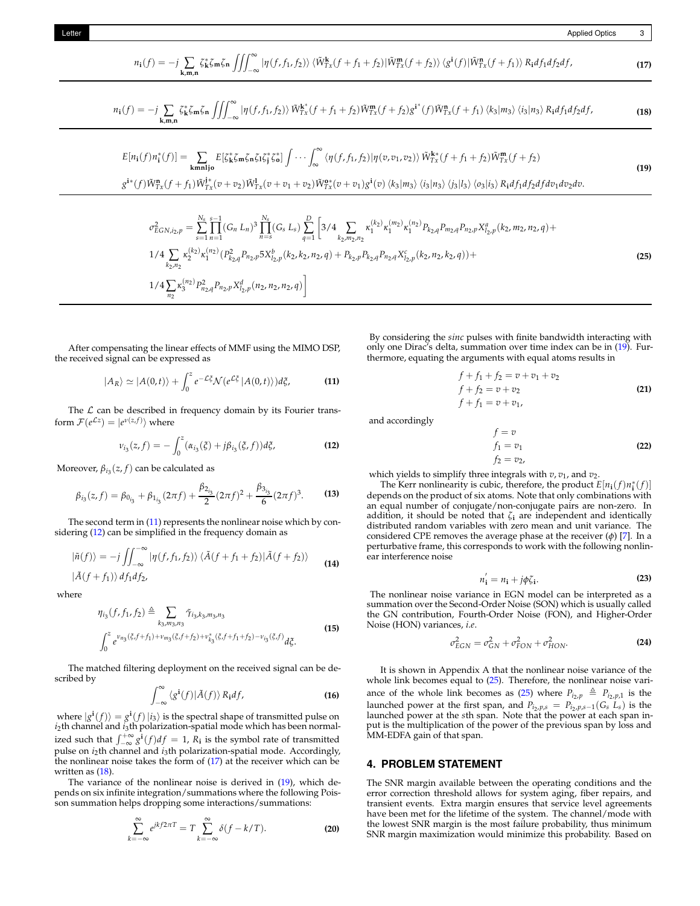$$n_{\mathbf{i}}(f) = -j \sum_{\mathbf{k},\mathbf{m},\mathbf{n}} \zeta_{\mathbf{k}}^{*}\zeta_{\mathbf{m}}\zeta_{\mathbf{n}} \iiint_{-\infty}^{\infty} |\eta(f,f_1,f_2)\rangle \langle \tilde{W}_{Tx}^{\mathbf{k}}(f+f_1+f_2)|\tilde{W}_{Tx}^{\mathbf{m}}(f+f_2)\rangle \langle g^{\mathbf{i}}(f)|\tilde{W}_{Tx}^{\mathbf{n}}(f+f_1)\rangle R_{\mathbf{i}} df_1 df_2 df, \tag{17}$$

$$n_{\mathbf{i}}(f) = -j \sum_{\mathbf{k},\mathbf{m},\mathbf{n}} \zeta_{\mathbf{k}}^{*}\zeta_{\mathbf{m}}\zeta_{\mathbf{n}} \iiint_{-\infty}^{\infty} |\eta(f,f_1,f_2)\rangle \tilde{W}_{Tx}^{\mathbf{k}^*}(f+f_1+f_2)\tilde{W}_{Tx}^{\mathbf{m}}(f+f_2) g^{\mathbf{i}^*}(f)\tilde{W}_{Tx}^{\mathbf{n}}(f+f_1) \langle k_3|m_3\rangle \langle i_3|n_3\rangle R_{\mathbf{i}} df_1 df_2 df, \tag{18}$$

$$\begin{aligned} E[n_{\mathbf{i}}(f)n_{\mathbf{i}}^{*}(f)] = \sum_{\mathbf{kmnljo}} E[\zeta_{\mathbf{k}}^{*}\zeta_{\mathbf{m}}\zeta_{\mathbf{n}}\zeta_{\mathbf{l}}\zeta_{\mathbf{j}}^{*}\zeta_{\mathbf{o}}^{*}] \int \cdots \int_{\infty}^{\infty} \langle \eta(f,f_1,f_2)|\eta(v,v_1,v_2)\rangle \tilde{W}_{Tx}^{\mathbf{k}*}(f+f_1+f_2)\tilde{W}_{Tx}^{\mathbf{m}}(f+f_2) \\ g^{\mathbf{i}*}(f)\tilde{W}_{Tx}^{\mathbf{n}}(f+f_1)\tilde{W}_{Tx}^{\mathbf{j}*}(v+v_2)\tilde{W}_{Tx}^{\mathbf{l}}(v+v_1+v_2)\tilde{W}_{Tx}^{\mathbf{o}*}(v+v_1)g^{\mathbf{i}}(v) \langle k_3|m_3\rangle \langle i_3|n_3\rangle \langle j_3|l_3\rangle \langle o_3|i_3\rangle R_{\mathbf{i}} df_1 df_2 df dv_1 dv_2 dv. \end{aligned} \tag{19}$$

$$\begin{aligned} \sigma^2_{EGN,i_2,p} = \sum_{s=1}^{N_s}\prod_{n=1}^{s-1}(G_n\,L_n)^3 \prod_{n=s}^{N_s}(G_s\,L_s) \sum_{q=1}^{D} \Bigg[ 3/4 \sum_{k_2,m_2,n_2} \kappa_1^{(k_2)}\kappa_1^{(m_2)}\kappa_1^{(n_2)} P_{k_2,q}P_{m_2,q}P_{n_2,q}P_{l_2,p}X^a_{l_2,p}(k_2,m_2,n_2,q) + \\ 1/4 \sum_{k_2,n_2} \kappa_2^{(k_2)}\kappa_1^{(n_2)}(P^2_{k_2,q}P_{n_2,p}5X^b_{l_2,p}(k_2,k_2,n_2,q) + P_{k_2,p}P_{k_2,q}P_{n_2,q}X^c_{l_2,p}(k_2,n_2,k_2,q)) + \\ 1/4 \sum_{n_2} \kappa_3^{(n_2)} P^2_{n_2,q}P_{n_2,p}X^d_{l_2,p}(n_2,n_2,n_2,q) \Bigg] \end{aligned} \tag{25}$$

After compensating the linear effects of MMF using the MIMO DSP, the received signal can be expressed as

$$|A_R\rangle \simeq |A(0,t)\rangle + \int_0^z e^{-\mathcal{L}\xi}\mathcal{N}(e^{\mathcal{L}\xi}|A(0,t)\rangle)d\xi, \tag{11}$$

The $\mathcal{L}$ can be described in frequency domain by its Fourier transform $\mathcal{F}(e^{\mathcal{L}z}) = |e^{\nu(z,f)}\rangle$ where

$$\nu_{i_3}(z,f) = -\int_0^z (\alpha_{i_3}(\xi) + j\beta_{i_3}(\xi,f))d\xi, \tag{12}$$

Moreover, $\beta_{i_3}(z,f)$ can be calculated as

$$\beta_{i_3}(z,f) = \beta_{0_{i_3}} + \beta_{1_{i_3}}(2\pi f) + \frac{\beta_{2_{i_3}}}{2}(2\pi f)^2 + \frac{\beta_{3_{i_3}}}{6}(2\pi f)^3. \tag{13}$$

The second term in (11) represents the nonlinear noise which by considering (12) can be simplified in the frequency domain as

$$\begin{aligned} |\tilde{n}(f)\rangle = -j \iint_{-\infty}^{-\infty} |\eta(f,f_1,f_2)\rangle \langle \tilde{A}(f+f_1+f_2)|\tilde{A}(f+f_2)\rangle \\ |\tilde{A}(f+f_1)\rangle df_1 df_2, \end{aligned} \tag{14}$$

where

$$\begin{aligned} \eta_{i_3}(f,f_1,f_2) \triangleq \sum_{k_3,m_3,n_3} \tilde{\gamma}_{i_3,k_3,m_3,n_3} \\ \int_0^z e^{\nu_{n_3}(\xi,f+f_1)+\nu_{m_3}(\xi,f+f_2)+\nu^*_{k_3}(\xi,f+f_1+f_2)-\nu_{i_3}(\xi,f)}d\xi. \end{aligned} \tag{15}$$

The matched filtering deployment on the received signal can be described by

$$\int_{-\infty}^{\infty} \langle g^{\mathbf{i}}(f)|\tilde{A}(f)\rangle R_{\mathbf{i}} df, \tag{16}$$

where $|g^{\mathbf{i}}(f)\rangle = g^{\mathbf{i}}(f)\,|i_3\rangle$ is the spectral shape of transmitted pulse on $i_2$th channel and $i_3$th polarization-spatial mode which has been normalized such that $\int_{-\infty}^{+\infty} g^{\mathbf{i}}(f)df = 1$, $R_{\mathbf{i}}$ is the symbol rate of transmitted pulse on $i_2$th channel and $i_3$th polarization-spatial mode. Accordingly, the nonlinear noise takes the form of (17) at the receiver which can be written as (18).

The variance of the nonlinear noise is derived in (19), which depends on six infinite integration/summations where the following Poisson summation helps dropping some interactions/summations:

$$\sum_{k=-\infty}^{\infty} e^{jkf2\pi T} = T\sum_{k=-\infty}^{\infty}\delta(f-k/T). \tag{20}$$

By considering the *sinc* pulses with finite bandwidth interacting with only one Dirac's delta, summation over time index can be in (19). Furthermore, equating the arguments with equal atoms results in

$$\begin{aligned} f+f_1+f_2 &= v+v_1+v_2 \\ f+f_2 &= v+v_2 \\ f+f_1 &= v+v_1, \end{aligned} \tag{21}$$

and accordingly

$$\begin{aligned} f &= v \\ f_1 &= v_1 \\ f_2 &= v_2, \end{aligned} \tag{22}$$

which yields to simplify three integrals with $v$, $v_1$, and $v_2$.

The Kerr nonlinearity is cubic, therefore, the product $E[n_{\mathbf{i}}(f)n^*_{\mathbf{i}}(f)]$ depends on the product of six atoms. Note that only combinations with an equal number of conjugate/non-conjugate pairs are non-zero. In addition, it should be noted that $\zeta_{\mathbf{i}}$ are independent and identically distributed random variables with zero mean and unit variance. The considered CPE removes the average phase at the receiver ($\phi$) [7]. In a perturbative frame, this corresponds to work with the following nonlinear interference noise

$$n'_{\mathbf{i}} = n_{\mathbf{i}} + j\phi\zeta_{\mathbf{i}}. \tag{23}$$

The nonlinear noise variance in EGN model can be interpreted as a summation over the Second-Order Noise (SON) which is usually called the GN contribution, Fourth-Order Noise (FON), and Higher-Order Noise (HON) variances, *i.e.*

$$\sigma^2_{EGN} = \sigma^2_{GN} + \sigma^2_{FON} + \sigma^2_{HON}. \tag{24}$$

It is shown in Appendix A that the nonlinear noise variance of the whole link becomes equal to (25). Therefore, the nonlinear noise variance of the whole link becomes as (25) where $P_{i_2,p} \triangleq P_{i_2,p,1}$ is the launched power at the first span, and $P_{i_2,p,s} = P_{i_2,p,s-1}(G_s\,L_s)$ is the launched power at the $s$th span. Note that the power at each span input is the multiplication of the power of the previous span by loss and MM-EDFA gain of that span.

## 4. PROBLEM STATEMENT

The SNR margin available between the operating conditions and the error correction threshold allows for system aging, fiber repairs, and transient events. Extra margin ensures that service level agreements have been met for the lifetime of the system. The channel/mode with the lowest SNR margin is the most failure probability, thus minimum SNR margin maximization would minimize this probability. Based on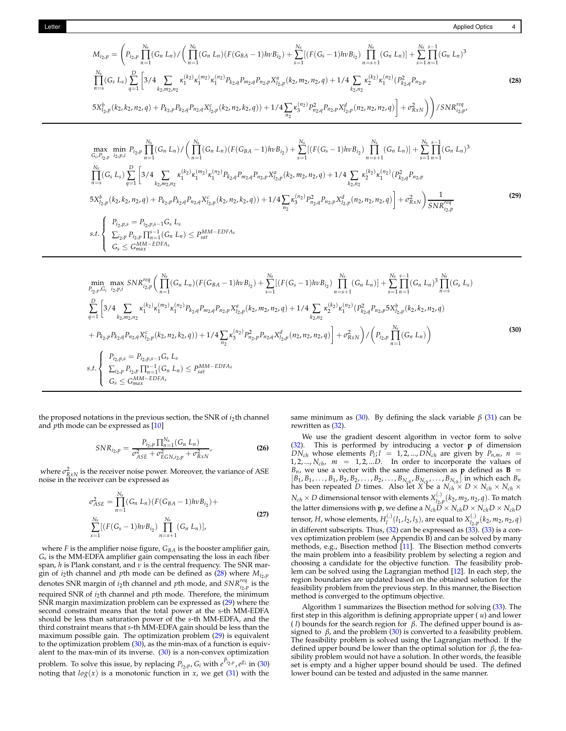$$
\begin{aligned}
M_{i_2,p} = \Bigg( & P_{i_2,p} \prod_{n=1}^{N_s} (G_n\ L_n) / \Bigg( \prod_{n=1}^{N_s} (G_n\ L_n)(F(G_{BA}-1)h\nu B_{i_2}) + \sum_{s=1}^{N_s} [(F(G_s-1)h\nu B_{i_2}) \prod_{n=s+1}^{N_s} (G_n\ L_n)] + \sum_{s=1}^{N_s} \prod_{n=1}^{s-1} (G_n\ L_n)^3 \\
& \prod_{n=s}^{N_s} (G_s\ L_s) \sum_{q=1}^{D} \Bigg[ 3/4 \sum_{k_2,m_2,n_2} \kappa_1^{(k_2)} \kappa_1^{(m_2)} \kappa_1^{(n_2)} P_{k_2,q} P_{m_2,q} P_{n_2,p} X^a_{l_2,p}(k_2,m_2,n_2,q) + 1/4 \sum_{k_2,n_2} \kappa_2^{(k_2)} \kappa_1^{(n_2)} (P^2_{k_2,q} P_{n_2,p} \\
& 5X^b_{l_2,p}(k_2,k_2,n_2,q) + P_{k_2,p} P_{k_2,q} P_{n_2,q} X^c_{l_2,p}(k_2,n_2,k_2,q)) + 1/4 \sum_{n_2} \kappa_3^{(n_2)} P^2_{n_2,q} P_{n_2,p} X^d_{l_2,p}(n_2,n_2,n_2,q) \Bigg] + \sigma^2_{RxN} \Bigg) \Bigg) / SNR^{req}_{i_2,p},
\end{aligned}
\tag{28}
$$

$$
\begin{aligned}
\max_{G_i, P_{i_2,p}} \min_{i_2,p,i} \ & P_{i_2,p} \prod_{n=1}^{N_s} (G_n\ L_n) / \Bigg( \prod_{n=1}^{N_s} (G_n\ L_n)(F(G_{BA}-1)h\nu B_{i_2}) + \sum_{s=1}^{N_s} [(F(G_s-1)h\nu B_{i_2}) \prod_{n=s+1}^{N_s} (G_n\ L_n)] + \sum_{s=1}^{N_s} \prod_{n=1}^{s-1} (G_n\ L_n)^3 \\
& \prod_{n=s}^{N_s} (G_s\ L_s) \sum_{q=1}^{D} \Bigg[ 3/4 \sum_{k_2,m_2,n_2} \kappa_1^{(k_2)} \kappa_1^{(m_2)} \kappa_1^{(n_2)} P_{k_2,q} P_{m_2,q} P_{n_2,p} X^a_{l_2,p}(k_2,m_2,n_2,q) + 1/4 \sum_{k_2,n_2} \kappa_2^{(k_2)} \kappa_1^{(n_2)} (P^2_{k_2,q} P_{n_2,p} \\
& 5X^b_{l_2,p}(k_2,k_2,n_2,q) + P_{k_2,p} P_{k_2,q} P_{n_2,q} X^c_{l_2,p}(k_2,n_2,k_2,q)) + 1/4 \sum_{n_2} \kappa_3^{(n_2)} P^2_{n_2,q} P_{n_2,p} X^d_{l_2,p}(n_2,n_2,n_2,q) \Bigg] + \sigma^2_{RxN} \Bigg) \frac{1}{SNR^{req}_{i_2,p}} \\
s.t. & \begin{cases} P_{i_2,p,s} = P_{i_2,p,s-1} G_s\ L_s \\ \sum_{i_2,p} P_{i_2,p} \prod_{n=1}^{s-1} (G_n\ L_n) \le P^{MM-EDFA_s}_{sat} \\ G_s \le G^{MM-EDFA_s}_{max} \end{cases}
\end{aligned}
\tag{29}
$$

$$
\begin{aligned}
\min_{P_{i_2,p}, G_i} \max_{i_2,p,i} \ & SNR^{req}_{i_2,p} \Bigg( \prod_{n=1}^{N_s} (G_n\ L_n)(F(G_{BA}-1)h\nu B_{i_2}) + \sum_{s=1}^{N_s} [(F(G_s-1)h\nu B_{i_2}) \prod_{n=s+1}^{N_s} (G_n\ L_n)] + \sum_{s=1}^{N_s} \prod_{n=1}^{s-1} (G_n\ L_n)^3 \prod_{n=s}^{N_s} (G_s\ L_s) \\
& \sum_{q=1}^{D} \Bigg[ 3/4 \sum_{k_2,m_2,n_2} \kappa_1^{(k_2)} \kappa_1^{(m_2)} \kappa_1^{(n_2)} P_{k_2,q} P_{m_2,q} P_{n_2,p} X^a_{l_2,p}(k_2,m_2,n_2,q) + 1/4 \sum_{k_2,n_2} \kappa_2^{(k_2)} \kappa_1^{(n_2)} (P^2_{k_2,q} P_{n_2,p} 5X^b_{l_2,p}(k_2,k_2,n_2,q) \\
& + P_{k_2,p} P_{k_2,q} P_{n_2,q} X^c_{l_2,p}(k_2,n_2,k_2,q)) + 1/4 \sum_{n_2} \kappa_3^{(n_2)} P^2_{n_2,p} P_{n_2,q} X^d_{l_2,p}(n_2,n_2,n_2,q) \Bigg] + \sigma^2_{RxN} \Bigg) \Bigg/ \Bigg( P_{i_2,p} \prod_{n=1}^{N_s} (G_n\ L_n) \Bigg) \\
s.t. & \begin{cases} P_{i_2,p,s} = P_{i_2,p,s-1} G_s\ L_s \\ \sum_{i_2,p} P_{i_2,p} \prod_{n=1}^{s-1} (G_n\ L_n) \le P^{MM-EDFA_s}_{sat} \\ G_s \le G^{MM-EDFA_s}_{max} \end{cases}
\end{aligned}
\tag{30}
$$

the proposed notations in the previous section, the SNR of $i_2$th channel and $p$th mode can be expressed as [10]

$$
SNR_{i_2,p} = \frac{P_{i_2,p} \prod_{n=1}^{N_s} (G_n\ L_n)}{\sigma^2_{ASE} + \sigma^2_{EGN,i_2,p} + \sigma^2_{RxN}}, \tag{26}
$$

where $\sigma^2_{RxN}$ is the receiver noise power. Moreover, the variance of ASE noise in the receiver can be expressed as

$$
\begin{aligned}
\sigma^2_{ASE} = & \prod_{n=1}^{N_s} (G_n\ L_n)(F(G_{BA}-1)h\nu B_{i_2}) + \\
& \sum_{s=1}^{N_s} [(F(G_s-1)h\nu B_{i_2}) \prod_{n=s+1}^{N_s} (G_n\ L_n)],
\end{aligned}
\tag{27}
$$

where $F$ is the amplifier noise figure, $G_{BA}$ is the booster amplifier gain, $G_s$ is the MM-EDFA amplifier gain compensating the loss in each fiber span, $h$ is Plank constant, and $\nu$ is the central frequency. The SNR margin of $i_2$th channel and $p$th mode can be defined as (28) where $M_{i_2,p}$ denotes SNR margin of $i_2$th channel and $p$th mode, and $SNR^{req}_{i_2,p}$ is the required SNR of $i_2$th channel and $p$th mode. Therefore, the minimum SNR margin maximization problem can be expressed as (29) where the second constraint means that the total power at the $s$-th MM-EDFA should be less than saturation power of the $s$-th MM-EDFA, and the third constraint means that $s$-th MM-EDFA gain should be less than the maximum possible gain. The optimization problem (29) is equivalent to the optimization problem (30), as the min-max of a function is equivalent to the max-min of its inverse. (30) is a non-convex optimization problem. To solve this issue, by replacing $P_{i_2,p}, G_i$ with $e^{\hat{P}_{i_2,p}}, e^{g_i}$ in (30) noting that $log(x)$ is a monotonic function in $x$, we get (31) with the same minimum as (30). By defining the slack variable $\beta$ (31) can be rewritten as (32).

We use the gradient descent algorithm in vector form to solve (32). This is performed by introducing a vector $\mathbf{p}$ of dimension $DN_{ch}$ whose elements $P_l; l = 1, 2, ..., DN_{ch}$ are given by $P_{n,m}$, $n = 1, 2, ..., N_{ch}$, $m = 1, 2, ...D$. In order to incorporate the values of $B_n$, we use a vector with the same dimension as $\mathbf{p}$ defined as $\mathbf{B} = [B_1, B_1, \ldots, B_1, B_2, B_2, \ldots, B_2, \ldots, B_{N_{ch}}, B_{N_{ch}}, \ldots, B_{N_{ch}}]$ in which each $B_n$ has been repeated $D$ times. Also let $X$ be a $N_{ch} \times D \times N_{ch} \times N_{ch} \times N_{ch} \times D$ dimensional tensor with elements $X^{(.)}_{l_2,p}(k_2, m_2, n_2, q)$. To match the latter dimensions with $\mathbf{p}$, we define a $N_{ch}D \times N_{ch}D \times N_{ch}D \times N_{ch}D$ tensor, $H$, whose elements, $H^{(.)}_l(l_1, l_2, l_3)$, are equal to $X^{(.)}_{l_2,p}(k_2, m_2, n_2, q)$ in different subscripts. Thus, (32) can be expressed as (33). (33) is a convex optimization problem (see Appendix B) and can be solved by many methods, e.g., Bisection method [11]. The Bisection method converts the main problem into a feasibility problem by selecting a region and choosing a candidate for the objective function. The feasibility problem can be solved using the Lagrangian method [12]. In each step, the region boundaries are updated based on the obtained solution for the feasibility problem from the previous step. In this manner, the Bisection method is converged to the optimum objective.

Algorithm 1 summarizes the Bisection method for solving (33). The first step in this algorithm is defining appropriate upper ( $u$) and lower ( $l$) bounds for the search region for $\beta$. The defined upper bound is assigned to $\beta$, and the problem (30) is converted to a feasibility problem. The feasibility problem is solved using the Lagrangian method. If the defined upper bound be lower than the optimal solution for $\beta$, the feasibility problem would not have a solution. In other words, the feasible set is empty and a higher upper bound should be used. The defined lower bound can be tested and adjusted in the same manner.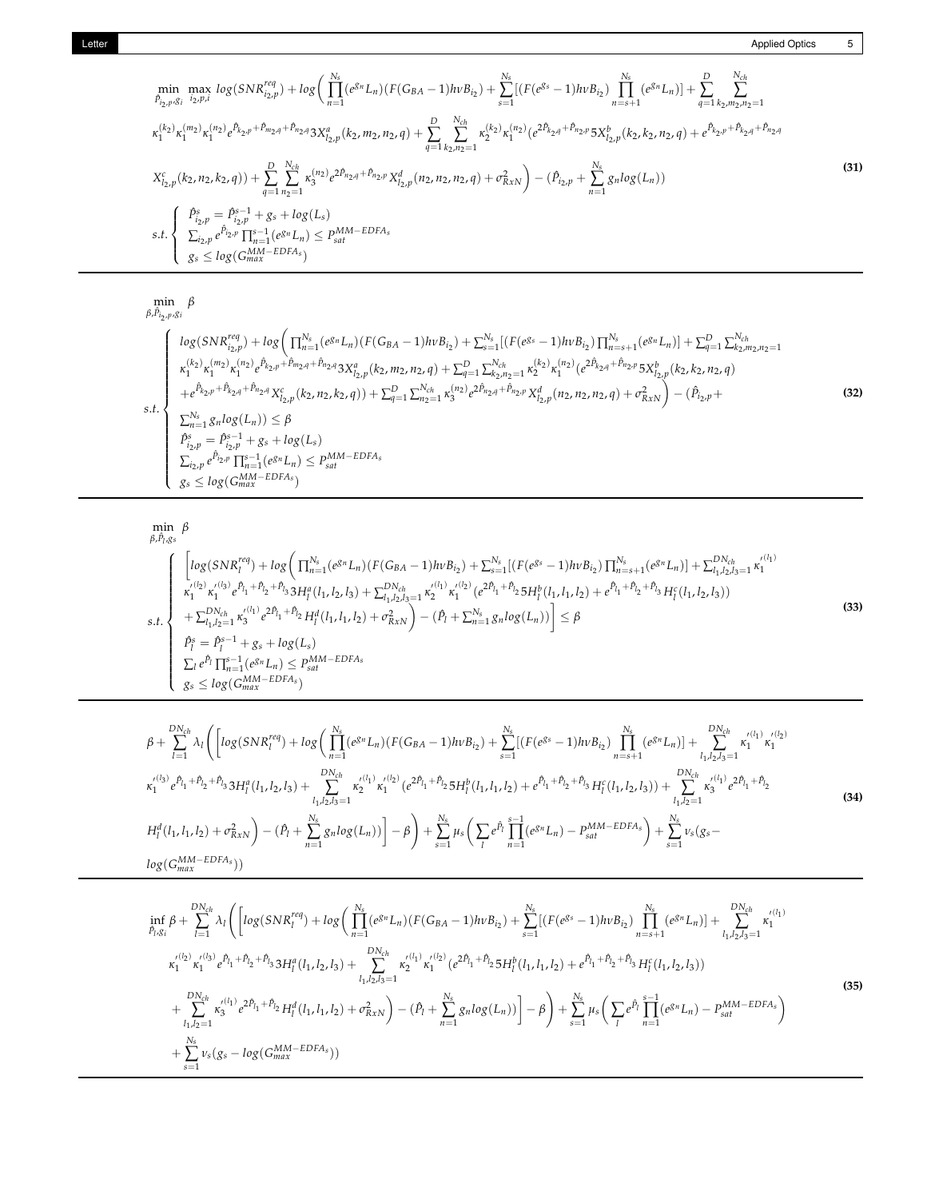$$
\begin{aligned}
&\min_{\hat{P}_{i_2,p},g_i} \max_{i_2,p,i} \, log(SNR^{req}_{i_2,p}) + log\Bigg( \prod_{n=1}^{N_s}(e^{g_n}L_n)(F(G_{BA}-1)h\nu B_{i_2}) + \sum_{s=1}^{N_s}[(F(e^{g_s}-1)h\nu B_{i_2}) \prod_{n=s+1}^{N_s}(e^{g_n}L_n)] + \sum_{q=1}^{D}\sum_{k_2,m_2,n_2=1}^{N_{ch}} \\
&\kappa_1^{(k_2)}\kappa_1^{(m_2)}\kappa_1^{(n_2)} e^{\hat{P}_{k_2,p}+\hat{P}_{m_2,q}+\hat{P}_{n_2,q}} 3X^a_{l_2,p}(k_2,m_2,n_2,q) + \sum_{q=1}^{D}\sum_{k_2,n_2=1}^{N_{ch}} \kappa_2^{(k_2)}\kappa_1^{(n_2)}(e^{2\hat{P}_{k_2,q}+\hat{P}_{n_2,p}} 5X^b_{l_2,p}(k_2,k_2,n_2,q) + e^{\hat{P}_{k_2,p}+\hat{P}_{k_2,q}+\hat{P}_{n_2,q}} \\
&X^c_{l_2,p}(k_2,n_2,k_2,q)) + \sum_{q=1}^{D}\sum_{n_2=1}^{N_{ch}} \kappa_3^{(n_2)} e^{2\hat{P}_{n_2,q}+\hat{P}_{n_2,p}} X^d_{l_2,p}(n_2,n_2,n_2,q) + \sigma^2_{RxN}\Bigg) - (\hat{P}_{i_2,p} + \sum_{n=1}^{N_s} g_n log(L_n)) \\
&s.t. \begin{cases} \hat{P}^s_{i_2,p} = \hat{P}^{s-1}_{i_2,p} + g_s + log(L_s) \\ \sum_{i_2,p} e^{\hat{P}_{i_2,p}} \prod_{n=1}^{s-1}(e^{g_n}L_n) \le P^{MM-EDFA_s}_{sat} \\ g_s \le log(G^{MM-EDFA_s}_{max}) \end{cases}
\end{aligned}
\tag{31}
$$

$$
\begin{aligned}
&\min_{\beta,\hat{P}_{i_2,p},g_i} \beta \\
&s.t. \begin{cases} log(SNR^{req}_{i_2,p}) + log\Big( \prod_{n=1}^{N_s}(e^{g_n}L_n)(F(G_{BA}-1)h\nu B_{i_2}) + \sum_{s=1}^{N_s}[(F(e^{g_s}-1)h\nu B_{i_2}) \prod_{n=s+1}^{N_s}(e^{g_n}L_n)] + \sum_{q=1}^{D}\sum_{k_2,m_2,n_2=1}^{N_{ch}} \\ \kappa_1^{(k_2)}\kappa_1^{(m_2)}\kappa_1^{(n_2)} e^{\hat{P}_{k_2,p}+\hat{P}_{m_2,q}+\hat{P}_{n_2,q}} 3X^a_{l_2,p}(k_2,m_2,n_2,q) + \sum_{q=1}^{D}\sum_{k_2,n_2=1}^{N_{ch}} \kappa_2^{(k_2)}\kappa_1^{(n_2)}(e^{2\hat{P}_{k_2,q}+\hat{P}_{n_2,p}} 5X^b_{l_2,p}(k_2,k_2,n_2,q) \\ + e^{\hat{P}_{k_2,p}+\hat{P}_{k_2,q}+\hat{P}_{n_2,q}} X^c_{l_2,p}(k_2,n_2,k_2,q)) + \sum_{q=1}^{D}\sum_{n_2=1}^{N_{ch}} \kappa_3^{(n_2)} e^{2\hat{P}_{n_2,q}+\hat{P}_{n_2,p}} X^d_{l_2,p}(n_2,n_2,n_2,q) + \sigma^2_{RxN}\Big) - (\hat{P}_{i_2,p} + \\ \sum_{n=1}^{N_s} g_n log(L_n)) \le \beta \\ \hat{P}^s_{i_2,p} = \hat{P}^{s-1}_{i_2,p} + g_s + log(L_s) \\ \sum_{i_2,p} e^{\hat{P}_{i_2,p}} \prod_{n=1}^{s-1}(e^{g_n}L_n) \le P^{MM-EDFA_s}_{sat} \\ g_s \le log(G^{MM-EDFA_s}_{max}) \end{cases}
\end{aligned}
\tag{32}
$$

$$
\begin{aligned}
&\min_{\beta,\hat{P}_l,g_s} \beta \\
&s.t. \begin{cases} \Big[ log(SNR^{req}_l) + log\Big( \prod_{n=1}^{N_s}(e^{g_n}L_n)(F(G_{BA}-1)h\nu B_{i_2}) + \sum_{s=1}^{N_s}[(F(e^{g_s}-1)h\nu B_{i_2}) \prod_{n=s+1}^{N_s}(e^{g_n}L_n)] + \sum_{l_1,l_2,l_3=1}^{DN_{ch}} \kappa_1^{\prime(l_1)} \\ \kappa_1^{\prime(l_2)}\kappa_1^{\prime(l_3)} e^{\hat{P}_{l_1}+\hat{P}_{l_2}+\hat{P}_{l_3}} 3H^a_l(l_1,l_2,l_3) + \sum_{l_1,l_2,l_3=1}^{DN_{ch}} \kappa_2^{\prime(l_1)}\kappa_1^{\prime(l_2)}(e^{2\hat{P}_{l_1}+\hat{P}_{l_2}} 5H^b_l(l_1,l_1,l_2) + e^{\hat{P}_{l_1}+\hat{P}_{l_2}+\hat{P}_{l_3}} H^c_l(l_1,l_2,l_3)) \\ + \sum_{l_1,l_2=1}^{DN_{ch}} \kappa_3^{\prime(l_1)} e^{2\hat{P}_{l_1}+\hat{P}_{l_2}} H^d_l(l_1,l_1,l_2) + \sigma^2_{RxN}\Big) - (\hat{P}_l + \sum_{n=1}^{N_s} g_n log(L_n))\Big] \le \beta \\ \hat{P}^s_l = \hat{P}^{s-1}_l + g_s + log(L_s) \\ \sum_l e^{\hat{P}_l} \prod_{n=1}^{s-1}(e^{g_n}L_n) \le P^{MM-EDFA_s}_{sat} \\ g_s \le log(G^{MM-EDFA_s}_{max}) \end{cases}
\end{aligned}
\tag{33}
$$

$$
\begin{aligned}
&\beta + \sum_{l=1}^{DN_{ch}} \lambda_l \Bigg( \Bigg[ log(SNR^{req}_l) + log\Bigg( \prod_{n=1}^{N_s}(e^{g_n}L_n)(F(G_{BA}-1)h\nu B_{i_2}) + \sum_{s=1}^{N_s}[(F(e^{g_s}-1)h\nu B_{i_2}) \prod_{n=s+1}^{N_s}(e^{g_n}L_n)] + \sum_{l_1,l_2,l_3=1}^{DN_{ch}} \kappa_1^{\prime(l_1)}\kappa_1^{\prime(l_2)} \\
&\kappa_1^{\prime(l_3)} e^{\hat{P}_{l_1}+\hat{P}_{l_2}+\hat{P}_{l_3}} 3H^a_l(l_1,l_2,l_3) + \sum_{l_1,l_2,l_3=1}^{DN_{ch}} \kappa_2^{\prime(l_1)}\kappa_1^{\prime(l_2)}(e^{2\hat{P}_{l_1}+\hat{P}_{l_2}} 5H^b_l(l_1,l_1,l_2) + e^{\hat{P}_{l_1}+\hat{P}_{l_2}+\hat{P}_{l_3}} H^c_l(l_1,l_2,l_3)) + \sum_{l_1,l_2=1}^{DN_{ch}} \kappa_3^{\prime(l_1)} e^{2\hat{P}_{l_1}+\hat{P}_{l_2}} \\
&H^d_l(l_1,l_1,l_2) + \sigma^2_{RxN}\Bigg) - (\hat{P}_l + \sum_{n=1}^{N_s} g_n log(L_n))\Bigg] - \beta\Bigg) + \sum_{s=1}^{N_s}\mu_s\Bigg(\sum_l e^{\hat{P}_l}\prod_{n=1}^{s-1}(e^{g_n}L_n) - P^{MM-EDFA_s}_{sat}\Bigg) + \sum_{s=1}^{N_s}\nu_s(g_s - \\
&log(G^{MM-EDFA_s}_{max}))
\end{aligned}
\tag{34}
$$

$$
\begin{aligned}
&\inf_{\hat{P}_l,g_i} \beta + \sum_{l=1}^{DN_{ch}} \lambda_l \Bigg( \Bigg[ log(SNR^{req}_l) + log\Bigg( \prod_{n=1}^{N_s}(e^{g_n}L_n)(F(G_{BA}-1)h\nu B_{i_2}) + \sum_{s=1}^{N_s}[(F(e^{g_s}-1)h\nu B_{i_2}) \prod_{n=s+1}^{N_s}(e^{g_n}L_n)] + \sum_{l_1,l_2,l_3=1}^{DN_{ch}} \kappa_1^{\prime(l_1)} \\
&\kappa_1^{\prime(l_2)}\kappa_1^{\prime(l_3)} e^{\hat{P}_{l_1}+\hat{P}_{l_2}+\hat{P}_{l_3}} 3H^a_l(l_1,l_2,l_3) + \sum_{l_1,l_2,l_3=1}^{DN_{ch}} \kappa_2^{\prime(l_1)}\kappa_1^{\prime(l_2)}(e^{2\hat{P}_{l_1}+\hat{P}_{l_2}} 5H^b_l(l_1,l_1,l_2) + e^{\hat{P}_{l_1}+\hat{P}_{l_2}+\hat{P}_{l_3}} H^c_l(l_1,l_2,l_3)) \\
&+ \sum_{l_1,l_2=1}^{DN_{ch}} \kappa_3^{\prime(l_1)} e^{2\hat{P}_{l_1}+\hat{P}_{l_2}} H^d_l(l_1,l_1,l_2) + \sigma^2_{RxN}\Bigg) - (\hat{P}_l + \sum_{n=1}^{N_s} g_n log(L_n))\Bigg] - \beta\Bigg) + \sum_{s=1}^{N_s}\mu_s\Bigg(\sum_l e^{\hat{P}_l}\prod_{n=1}^{s-1}(e^{g_n}L_n) - P^{MM-EDFA_s}_{sat}\Bigg) \\
&+ \sum_{s=1}^{N_s}\nu_s(g_s - log(G^{MM-EDFA_s}_{max}))
\end{aligned}
\tag{35}
$$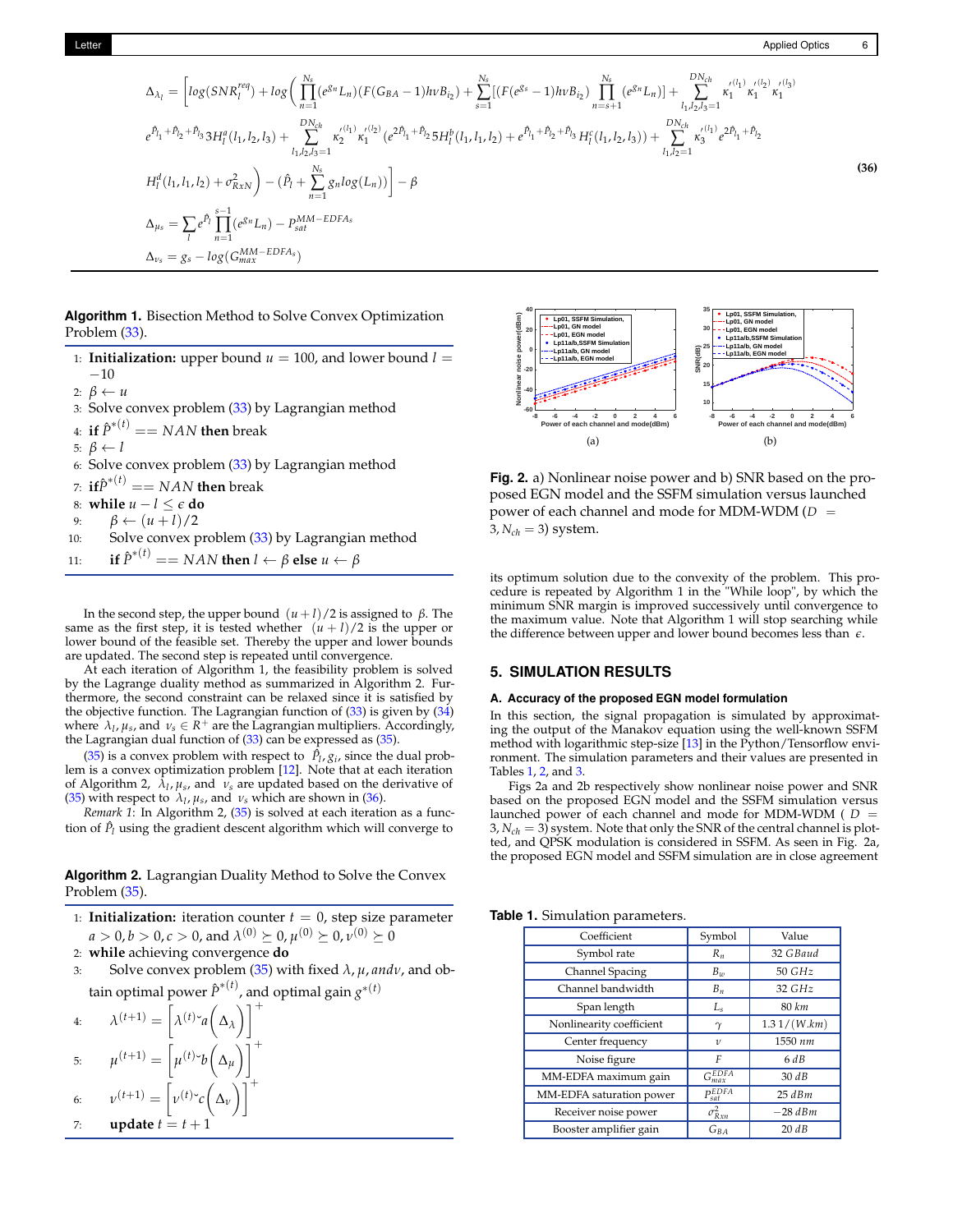$$
\begin{aligned}
\Delta_{\lambda_l} = & \Bigg[ log(SNR_l^{req}) + log\Bigg( \prod_{n=1}^{N_s} (e^{g_n} L_n)(F(G_{BA}-1)h\nu B_{i_2}) + \sum_{s=1}^{N_s} [(F(e^{g_s}-1)h\nu B_{i_2}) \prod_{n=s+1}^{N_s} (e^{g_n} L_n)] + \sum_{l_1,l_2,l_3=1}^{DN_{ch}} \kappa_1^{\prime(l_1)} \kappa_1^{\prime(l_2)} \kappa_1^{\prime(l_3)} \\
& e^{\hat{P}_{l_1}+\hat{P}_{l_2}+\hat{P}_{l_3}} 3H_l^a(l_1,l_2,l_3) + \sum_{l_1,l_2,l_3=1}^{DN_{ch}} \kappa_2^{\prime(l_1)} \kappa_1^{\prime(l_2)} (e^{2\hat{P}_{l_1}+\hat{P}_{l_2}} 5H_l^b(l_1,l_1,l_2) + e^{\hat{P}_{l_1}+\hat{P}_{l_2}+\hat{P}_{l_3}} H_l^c(l_1,l_2,l_3)) + \sum_{l_1,l_2=1}^{DN_{ch}} \kappa_3^{\prime(l_1)} e^{2\hat{P}_{l_1}+\hat{P}_{l_2}} \\
& H_l^d(l_1,l_1,l_2) + \sigma_{RxN}^2 \Bigg) - (\hat{P}_l + \sum_{n=1}^{N_s} g_n log(L_n)) \Bigg] - \beta \\
\Delta_{\mu_s} = & \sum_l e^{\hat{P}_l} \prod_{n=1}^{s-1} (e^{g_n} L_n) - P_{sat}^{MM-EDFA_s} \\
\Delta_{\nu_s} = & g_s - log(G_{max}^{MM-EDFA_s})
\end{aligned}
\tag{36}
$$

**Algorithm 1.** Bisection Method to Solve Convex Optimization Problem (33).

1: **Initialization:** upper bound $u = 100$, and lower bound $l = -10$
2: $\beta \leftarrow u$
3: Solve convex problem (33) by Lagrangian method
4: **if** $\hat{P}^{*(t)} == NAN$ **then** break
5: $\beta \leftarrow l$
6: Solve convex problem (33) by Lagrangian method
7: **if** $\hat{P}^{*(t)} == NAN$ **then** break
8: **while** $u - l \leq \epsilon$ **do**
9: $\quad \beta \leftarrow (u+l)/2$
10: $\quad$ Solve convex problem (33) by Lagrangian method
11: $\quad$ **if** $\hat{P}^{*(t)} == NAN$ **then** $l \leftarrow \beta$ **else** $u \leftarrow \beta$

In the second step, the upper bound $(u+l)/2$ is assigned to $\beta$. The same as the first step, it is tested whether $(u+l)/2$ is the upper or lower bound of the feasible set. Thereby the upper and lower bounds are updated. The second step is repeated until convergence.

At each iteration of Algorithm 1, the feasibility problem is solved by the Lagrange duality method as summarized in Algorithm 2. Furthermore, the second constraint can be relaxed since it is satisfied by the objective function. The Lagrangian function of (33) is given by (34) where $\lambda_l, \mu_s$, and $\nu_s \in R^+$ are the Lagrangian multipliers. Accordingly, the Lagrangian dual function of (33) can be expressed as (35).

(35) is a convex problem with respect to $\hat{P}_l, g_i$, since the dual problem is a convex optimization problem [12]. Note that at each iteration of Algorithm 2, $\lambda_l, \mu_s$, and $\nu_s$ are updated based on the derivative of (35) with respect to $\lambda_l, \mu_s$, and $\nu_s$ which are shown in (36).

*Remark 1*: In Algorithm 2, (35) is solved at each iteration as a function of $\hat{P}_l$ using the gradient descent algorithm which will converge to its optimum solution due to the convexity of the problem. This procedure is repeated by Algorithm 1 in the "While loop", by which the minimum SNR margin is improved successively until convergence to the maximum value. Note that Algorithm 1 will stop searching while the difference between upper and lower bound becomes less than $\epsilon$.

**Algorithm 2.** Lagrangian Duality Method to Solve the Convex Problem (35).

1: **Initialization:** iteration counter $t = 0$, step size parameter $a > 0, b > 0, c > 0$, and $\lambda^{(0)} \succeq 0, \mu^{(0)} \succeq 0, \nu^{(0)} \succeq 0$
2: **while** achieving convergence **do**
3: $\quad$ Solve convex problem (35) with fixed $\lambda, \mu, and \nu$, and obtain optimal power $\hat{P}^{*(t)}$, and optimal gain $g^{*(t)}$
4: $\quad \lambda^{(t+1)} = \left[\lambda^{(t)} \check{} a \left(\Delta_\lambda\right)\right]^+$
5: $\quad \mu^{(t+1)} = \left[\mu^{(t)} \check{} b \left(\Delta_\mu\right)\right]^+$
6: $\quad \nu^{(t+1)} = \left[\nu^{(t)} \check{} c \left(\Delta_\nu\right)\right]^+$
7: $\quad$ **update** $t = t + 1$

**Fig. 2.** a) Nonlinear noise power and b) SNR based on the proposed EGN model and the SSFM simulation versus launched power of each channel and mode for MDM-WDM ($D = 3, N_{ch} = 3$) system.

## 5. SIMULATION RESULTS

### A. Accuracy of the proposed EGN model formulation

In this section, the signal propagation is simulated by approximating the output of the Manakov equation using the well-known SSFM method with logarithmic step-size [13] in the Python/Tensorflow environment. The simulation parameters and their values are presented in Tables 1, 2, and 3.

Figs 2a and 2b respectively show nonlinear noise power and SNR based on the proposed EGN model and the SSFM simulation versus launched power of each channel and mode for MDM-WDM ( $D = 3, N_{ch} = 3$) system. Note that only the SNR of the central channel is plotted, and QPSK modulation is considered in SSFM. As seen in Fig. 2a, the proposed EGN model and SSFM simulation are in close agreement

**Table 1.** Simulation parameters.

| Coefficient | Symbol | Value |
|---|---|---|
| Symbol rate | $R_n$ | 32 $GBaud$ |
| Channel Spacing | $B_w$ | 50 $GHz$ |
| Channel bandwidth | $B_n$ | 32 $GHz$ |
| Span length | $L_s$ | 80 $km$ |
| Nonlinearity coefficient | $\gamma$ | 1.3 $1/(W.km)$ |
| Center frequency | $\nu$ | 1550 $nm$ |
| Noise figure | $F$ | 6 $dB$ |
| MM-EDFA maximum gain | $G_{max}^{EDFA}$ | 30 $dB$ |
| MM-EDFA saturation power | $P_{sat}^{EDFA}$ | 25 $dBm$ |
| Receiver noise power | $\sigma_{Rxn}^2$ | $-28$ $dBm$ |
| Booster amplifier gain | $G_{BA}$ | 20 $dB$ |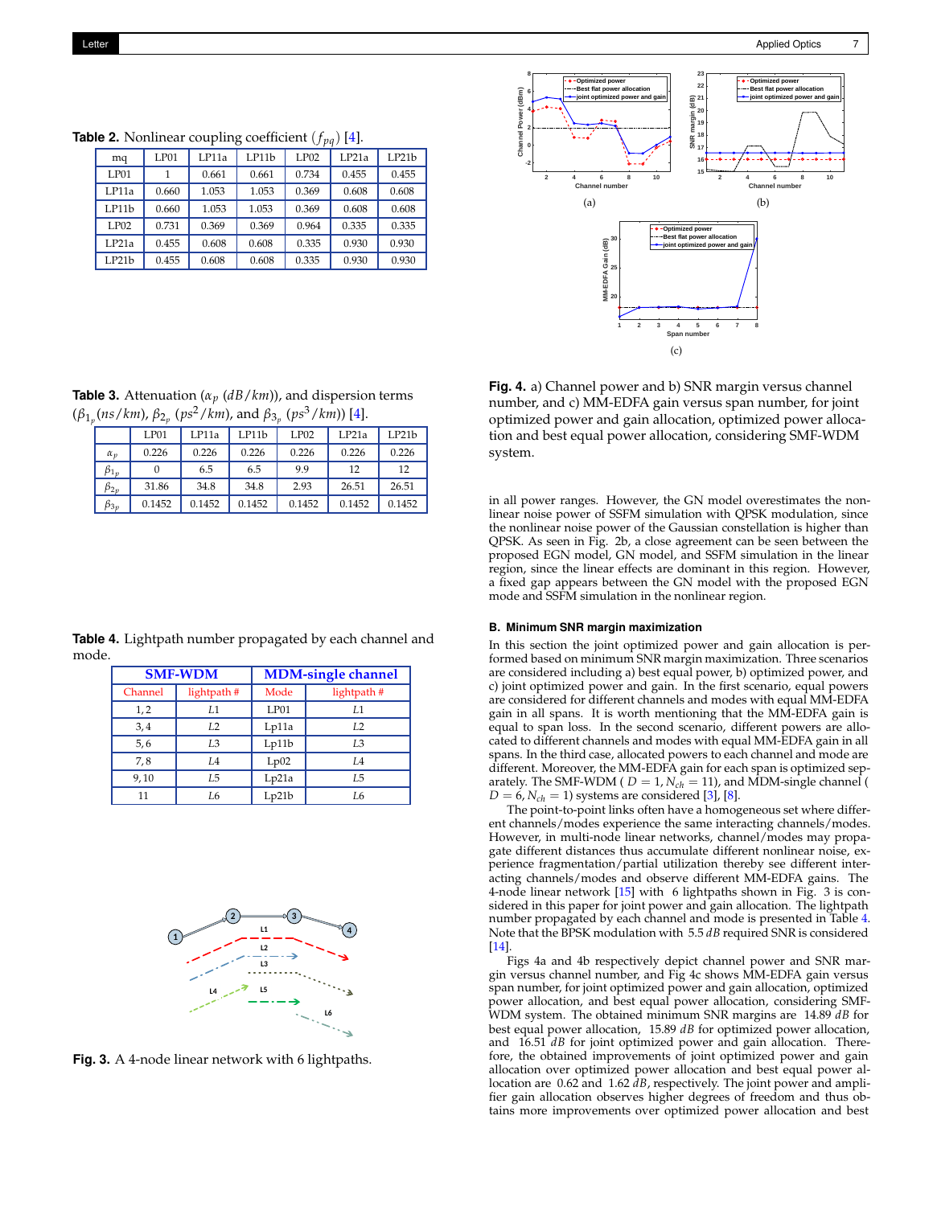**Table 2.** Nonlinear coupling coefficient ($f_{pq}$) [4].

| mq | LP01 | LP11a | LP11b | LP02 | LP21a | LP21b |
|---|---|---|---|---|---|---|
| LP01 | 1 | 0.661 | 0.661 | 0.734 | 0.455 | 0.455 |
| LP11a | 0.660 | 1.053 | 1.053 | 0.369 | 0.608 | 0.608 |
| LP11b | 0.660 | 1.053 | 1.053 | 0.369 | 0.608 | 0.608 |
| LP02 | 0.731 | 0.369 | 0.369 | 0.964 | 0.335 | 0.335 |
| LP21a | 0.455 | 0.608 | 0.608 | 0.335 | 0.930 | 0.930 |
| LP21b | 0.455 | 0.608 | 0.608 | 0.335 | 0.930 | 0.930 |

**Table 3.** Attenuation ($\alpha_p$ $(dB/km)$), and dispersion terms ($\beta_{1_p}(ns/km)$, $\beta_{2_p}$ $(ps^2/km)$, and $\beta_{3_p}$ $(ps^3/km)$) [4].

| | LP01 | LP11a | LP11b | LP02 | LP21a | LP21b |
|---|---|---|---|---|---|---|
| $\alpha_p$ | 0.226 | 0.226 | 0.226 | 0.226 | 0.226 | 0.226 |
| $\beta_{1_p}$ | 0 | 6.5 | 6.5 | 9.9 | 12 | 12 |
| $\beta_{2_p}$ | 31.86 | 34.8 | 34.8 | 2.93 | 26.51 | 26.51 |
| $\beta_{3_p}$ | 0.1452 | 0.1452 | 0.1452 | 0.1452 | 0.1452 | 0.1452 |

**Table 4.** Lightpath number propagated by each channel and mode.

| SMF-WDM | | MDM-single channel | |
|---|---|---|---|
| Channel | lightpath # | Mode | lightpath # |
| 1, 2 | *L*1 | LP01 | *L*1 |
| 3, 4 | *L*2 | Lp11a | *L*2 |
| 5, 6 | *L*3 | Lp11b | *L*3 |
| 7, 8 | *L*4 | Lp02 | *L*4 |
| 9, 10 | *L*5 | Lp21a | *L*5 |
| 11 | *L*6 | Lp21b | *L*6 |

**Fig. 3.** A 4-node linear network with 6 lightpaths.

**Fig. 4.** a) Channel power and b) SNR margin versus channel number, and c) MM-EDFA gain versus span number, for joint optimized power and gain allocation, optimized power allocation and best equal power allocation, considering SMF-WDM system.

in all power ranges. However, the GN model overestimates the nonlinear noise power of SSFM simulation with QPSK modulation, since the nonlinear noise power of the Gaussian constellation is higher than QPSK. As seen in Fig. 2b, a close agreement can be seen between the proposed EGN model, GN model, and SSFM simulation in the linear region, since the linear effects are dominant in this region. However, a fixed gap appears between the GN model with the proposed EGN mode and SSFM simulation in the nonlinear region.

### B. Minimum SNR margin maximization

In this section the joint optimized power and gain allocation is performed based on minimum SNR margin maximization. Three scenarios are considered including a) best equal power, b) optimized power, and c) joint optimized power and gain. In the first scenario, equal powers are considered for different channels and modes with equal MM-EDFA gain in all spans. It is worth mentioning that the MM-EDFA gain is equal to span loss. In the second scenario, different powers are allocated to different channels and modes with equal MM-EDFA gain in all spans. In the third case, allocated powers to each channel and mode are different. Moreover, the MM-EDFA gain for each span is optimized separately. The SMF-WDM ( $D = 1, N_{ch} = 11$), and MDM-single channel ( $D = 6, N_{ch} = 1$) systems are considered [3], [8].

The point-to-point links often have a homogeneous set where different channels/modes experience the same interacting channels/modes. However, in multi-node linear networks, channel/modes may propagate different distances thus accumulate different nonlinear noise, experience fragmentation/partial utilization thereby see different interacting channels/modes and observe different MM-EDFA gains. The 4-node linear network [15] with 6 lightpaths shown in Fig. 3 is considered in this paper for joint power and gain allocation. The lightpath number propagated by each channel and mode is presented in Table 4. Note that the BPSK modulation with $5.5\ dB$ required SNR is considered [14].

Figs 4a and 4b respectively depict channel power and SNR margin versus channel number, and Fig 4c shows MM-EDFA gain versus span number, for joint optimized power and gain allocation, optimized power allocation, and best equal power allocation, considering SMF-WDM system. The obtained minimum SNR margins are $14.89\ dB$ for best equal power allocation, $15.89\ dB$ for optimized power allocation, and $16.51\ dB$ for joint optimized power and gain allocation. Therefore, the obtained improvements of joint optimized power and gain allocation over optimized power allocation and best equal power allocation are $0.62$ and $1.62\ dB$, respectively. The joint power and amplifier gain allocation observes higher degrees of freedom and thus obtains more improvements over optimized power allocation and best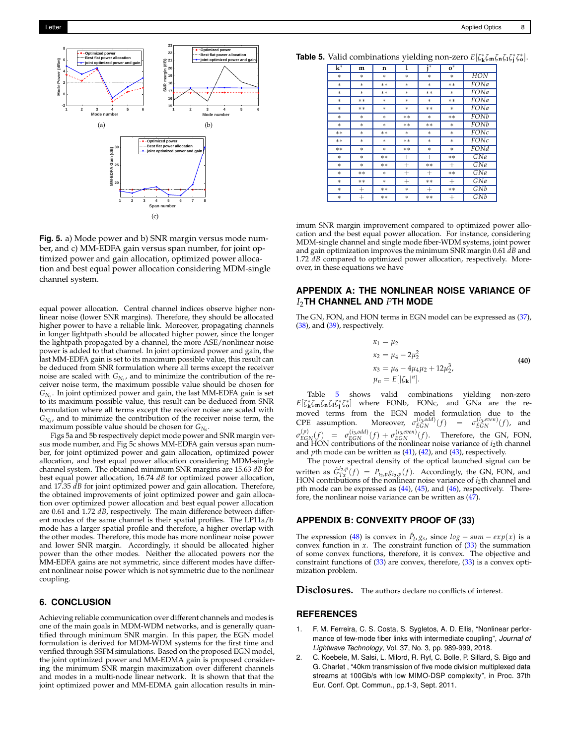**Fig. 5.** a) Mode power and b) SNR margin versus mode number, and c) MM-EDFA gain versus span number, for joint optimized power and gain allocation, optimized power allocation and best equal power allocation considering MDM-single channel system.

equal power allocation. Central channel indices observe higher nonlinear noise (lower SNR margins). Therefore, they should be allocated higher power to have a reliable link. Moreover, propagating channels in longer lightpath should be allocated higher power, since the longer the lightpath propagated by a channel, the more ASE/nonlinear noise power is added to that channel. In joint optimized power and gain, the last MM-EDFA gain is set to its maximum possible value, this result can be deduced from SNR formulation where all terms except the receiver noise are scaled with $G_{N_s}$, and to minimize the contribution of the receiver noise term, the maximum possible value should be chosen for $G_{N_s}$. In joint optimized power and gain, the last MM-EDFA gain is set to its maximum possible value, this result can be deduced from SNR formulation where all terms except the receiver noise are scaled with $G_{N_s}$, and to minimize the contribution of the receiver noise term, the maximum possible value should be chosen for $G_{N_s}$.

Figs 5a and 5b respectively depict mode power and SNR margin versus mode number, and Fig 5c shows MM-EDFA gain versus span number, for joint optimized power and gain allocation, optimized power allocation, and best equal power allocation considering MDM-single channel system. The obtained minimum SNR margins are 15.63 $dB$ for best equal power allocation, 16.74 $dB$ for optimized power allocation, and 17.35 $dB$ for joint optimized power and gain allocation. Therefore, the obtained improvements of joint optimized power and gain allocation over optimized power allocation and best equal power allocation are 0.61 and 1.72 $dB$, respectively. The main difference between different modes of the same channel is their spatial profiles. The LP11a/b mode has a larger spatial profile and therefore, a higher overlap with the other modes. Therefore, this mode has more nonlinear noise power and lower SNR margin. Accordingly, it should be allocated higher power than the other modes. Neither the allocated powers nor the MM-EDFA gains are not symmetric, since different modes have different nonlinear noise power which is not symmetric due to the nonlinear coupling.

## 6. CONCLUSION

Achieving reliable communication over different channels and modes is one of the main goals in MDM-WDM networks, and is generally quantified through minimum SNR margin. In this paper, the EGN model formulation is derived for MDM-WDM systems for the first time and verified through SSFM simulations. Based on the proposed EGN model, the joint optimized power and MM-EDMA gain is proposed considering the minimum SNR margin maximization over different channels and modes in a multi-node linear network. It is shown that the joint optimized power and MM-EDMA gain allocation results in maximum SNR margin improvement compared to optimized power allocation and the best equal power allocation. For instance, considering MDM-single channel and single mode fiber-WDM systems, joint power and gain optimization improves the minimum SNR margin 0.61 $dB$ and 1.72 $dB$ compared to optimized power allocation, respectively. Moreover, in these equations we have

**Table 5.** Valid combinations yielding non-zero $E[\zeta_{\mathbf{k}}^{*}\zeta_{\mathbf{m}}\zeta_{\mathbf{n}}\zeta_{\mathbf{l}}\zeta_{\mathbf{j}}^{*}\zeta_{\mathbf{o}}^{*}]$.

| $\mathbf{k}^*$ | $\mathbf{m}$ | $\mathbf{n}$ | $\mathbf{l}$ | $\mathbf{j}^*$ | $\mathbf{o}^*$ | |
|---|---|---|---|---|---|---|
| * | * | * | * | * | * | $HON$ |
| * | * | ** | * | * | ** | $FONa$ |
| * | * | ** | * | ** | * | $FONa$ |
| * | ** | * | * | * | ** | $FONa$ |
| * | ** | * | * | ** | * | $FONa$ |
| * | * | * | ** | * | ** | $FONb$ |
| * | * | * | ** | ** | * | $FONb$ |
| ** | * | ** | * | * | * | $FONc$ |
| ** | * | * | ** | * | * | $FONc$ |
| ** | * | * | ** | * | * | $FONd$ |
| * | * | ** | + | + | ** | $GNa$ |
| * | * | ** | + | ** | + | $GNa$ |
| * | ** | * | + | + | ** | $GNa$ |
| * | ** | * | + | ** | + | $GNa$ |
| * | + | ** | * | + | ** | $GNb$ |
| * | + | ** | * | ** | + | $GNb$ |

## APPENDIX A: THE NONLINEAR NOISE VARIANCE OF $I_2$TH CHANNEL AND $P$TH MODE

The GN, FON, and HON terms in EGN model can be expressed as (37), (38), and (39), respectively.

$$
\begin{aligned}
\kappa_1 &= \mu_2 \\
\kappa_2 &= \mu_4 - 2\mu_2^2 \\
\kappa_3 &= \mu_6 - 4\mu_4\mu_2 + 12\mu_2^3, \\
\mu_n &= E[|\zeta_{\mathbf{k}}|^n].
\end{aligned}
\tag{40}
$$

Table 5 shows valid combinations yielding non-zero $E[\zeta_{\mathbf{k}}^{*}\zeta_{\mathbf{m}}\zeta_{\mathbf{n}}\zeta_{\mathbf{l}}\zeta_{\mathbf{j}}^{*}\zeta_{\mathbf{o}}^{*}]$ where FONb, FONc, and GNa are the removed terms from the EGN model formulation due to the CPE assumption. Moreover, $\sigma_{EGN}^{(i_3,odd)}(f) = \sigma_{EGN}^{(i_3,even)}(f)$, and $\sigma_{EGN}^{(p)}(f) = \sigma_{EGN}^{(i_3,odd)}(f) + \sigma_{EGN}^{(i_3,even)}(f)$. Therefore, the GN, FON, and HON contributions of the nonlinear noise variance of $i_2$th channel and $p$th mode can be written as (41), (42), and (43), respectively.

The power spectral density of the optical launched signal can be written as $\tilde{G}_{Tx}^{i_2,p}(f) = P_{i_2,p}g_{i_2,p}(f)$. Accordingly, the GN, FON, and HON contributions of the nonlinear noise variance of $i_2$th channel and $p$th mode can be expressed as (44), (45), and (46), respectively. Therefore, the nonlinear noise variance can be written as (47).

## APPENDIX B: CONVEXITY PROOF OF (33)

The expression (48) is convex in $\hat{P}_l, g_s$, since $log-sum-exp(x)$ is a convex function in $x$. The constraint function of (33) the summation of some convex functions, therefore, it is convex. The objective and constraint functions of (33) are convex, therefore, (33) is a convex optimization problem.

**Disclosures.** The authors declare no conflicts of interest.

## REFERENCES

1. F. M. Ferreira, C. S. Costa, S. Sygletos, A. D. Ellis, "Nonlinear performance of few-mode fiber links with intermediate coupling", *Journal of Lightwave Technology*, Vol. 37, No. 3, pp. 989-999, 2018.
2. C. Koebele, M. Salsi, L. Milord, R. Ryf, C. Bolle, P. Sillard, S. Bigo and G. Charlet , "40km transmission of five mode division multiplexed data streams at 100Gb/s with low MIMO-DSP complexity", in Proc. 37th Eur. Conf. Opt. Commun., pp.1-3, Sept. 2011.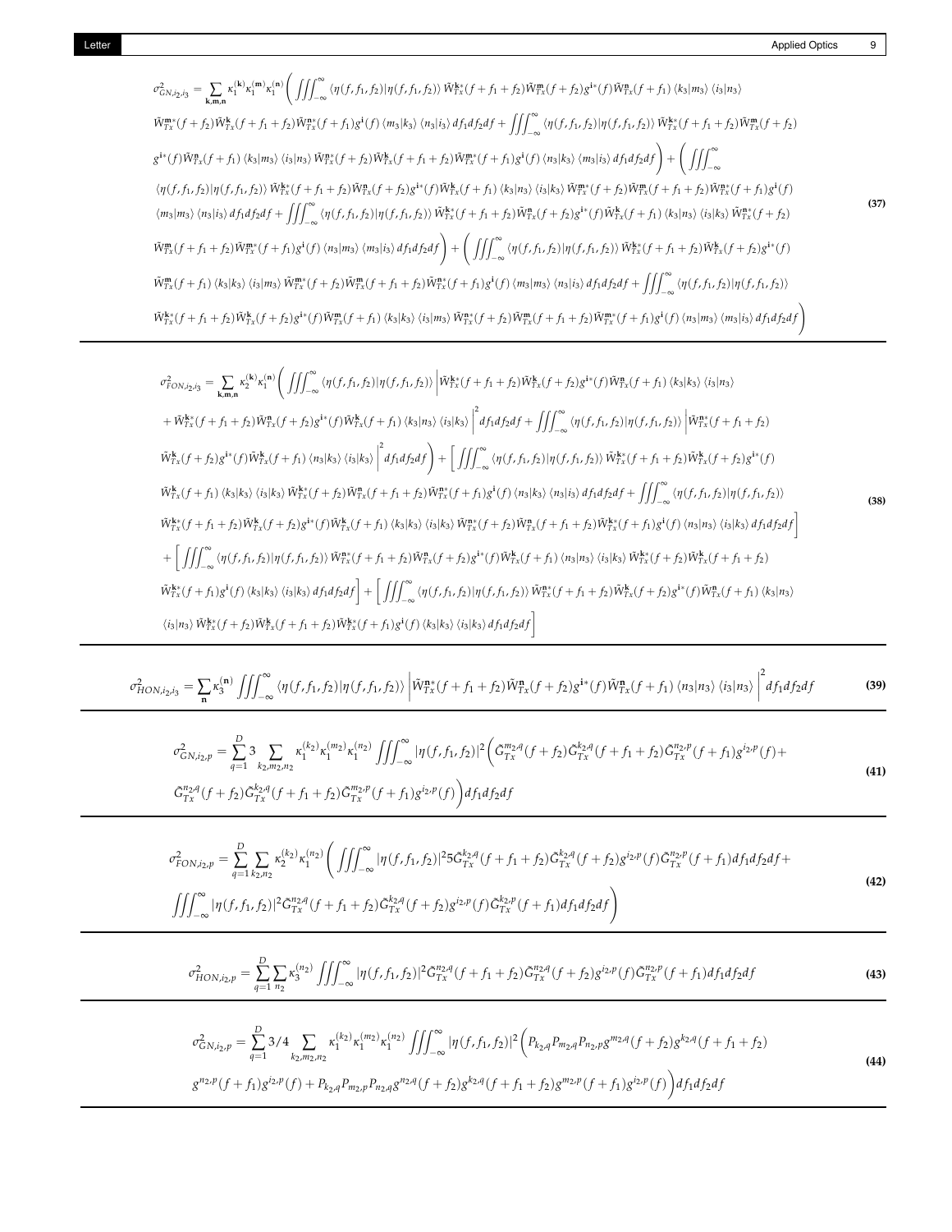$$
\begin{aligned}
\sigma^2_{GN,i_2,i_3} = \sum_{\mathbf{k},\mathbf{m},\mathbf{n}} \kappa_1^{(\mathbf{k})}\kappa_1^{(\mathbf{m})}\kappa_1^{(\mathbf{n})} \Bigg( & \iiint_{-\infty}^{\infty} \langle \eta(f,f_1,f_2)|\eta(f,f_1,f_2)\rangle\, \tilde{W}^{\mathbf{k}*}_{Tx}(f+f_1+f_2)\tilde{W}^{\mathbf{m}}_{Tx}(f+f_2)g^{\mathbf{i}*}(f)\tilde{W}^{\mathbf{n}}_{Tx}(f+f_1)\,\langle k_3|m_3\rangle\,\langle i_3|n_3\rangle \\
& \tilde{W}^{\mathbf{m}*}_{Tx}(f+f_2)\tilde{W}^{\mathbf{k}}_{Tx}(f+f_1+f_2)\tilde{W}^{\mathbf{n}*}_{Tx}(f+f_1)g^{\mathbf{i}}(f)\,\langle m_3|k_3\rangle\,\langle n_3|i_3\rangle\, df_1df_2df + \iiint_{-\infty}^{\infty} \langle \eta(f,f_1,f_2)|\eta(f,f_1,f_2)\rangle\, \tilde{W}^{\mathbf{k}*}_{Tx}(f+f_1+f_2)\tilde{W}^{\mathbf{m}}_{Tx}(f+f_2) \\
& g^{\mathbf{i}*}(f)\tilde{W}^{\mathbf{n}}_{Tx}(f+f_1)\,\langle k_3|m_3\rangle\,\langle i_3|n_3\rangle\, \tilde{W}^{\mathbf{n}*}_{Tx}(f+f_2)\tilde{W}^{\mathbf{k}}_{Tx}(f+f_1+f_2)\tilde{W}^{\mathbf{m}*}_{Tx}(f+f_1)g^{\mathbf{i}}(f)\,\langle n_3|k_3\rangle\,\langle m_3|i_3\rangle\, df_1df_2df \Bigg) + \Bigg( \iiint_{-\infty}^{\infty} \\
& \langle \eta(f,f_1,f_2)|\eta(f,f_1,f_2)\rangle\, \tilde{W}^{\mathbf{k}*}_{Tx}(f+f_1+f_2)\tilde{W}^{\mathbf{n}}_{Tx}(f+f_2)g^{\mathbf{i}*}(f)\tilde{W}^{\mathbf{k}}_{Tx}(f+f_1)\,\langle k_3|n_3\rangle\,\langle i_3|k_3\rangle\, \tilde{W}^{\mathbf{m}*}_{Tx}(f+f_2)\tilde{W}^{\mathbf{m}}_{Tx}(f+f_1+f_2)\tilde{W}^{\mathbf{n}*}_{Tx}(f+f_1)g^{\mathbf{i}}(f) \\
& \langle m_3|m_3\rangle\,\langle n_3|i_3\rangle\, df_1df_2df + \iiint_{-\infty}^{\infty} \langle \eta(f,f_1,f_2)|\eta(f,f_1,f_2)\rangle\, \tilde{W}^{\mathbf{k}*}_{Tx}(f+f_1+f_2)\tilde{W}^{\mathbf{n}}_{Tx}(f+f_2)g^{\mathbf{i}*}(f)\tilde{W}^{\mathbf{k}}_{Tx}(f+f_1)\,\langle k_3|n_3\rangle\,\langle i_3|k_3\rangle\, \tilde{W}^{\mathbf{n}*}_{Tx}(f+f_2) \\
& \tilde{W}^{\mathbf{m}}_{Tx}(f+f_1+f_2)\tilde{W}^{\mathbf{m}*}_{Tx}(f+f_1)g^{\mathbf{i}}(f)\,\langle n_3|m_3\rangle\,\langle m_3|i_3\rangle\, df_1df_2df \Bigg) + \Bigg( \iiint_{-\infty}^{\infty} \langle \eta(f,f_1,f_2)|\eta(f,f_1,f_2)\rangle\, \tilde{W}^{\mathbf{k}*}_{Tx}(f+f_1+f_2)\tilde{W}^{\mathbf{k}}_{Tx}(f+f_2)g^{\mathbf{i}*}(f) \\
& \tilde{W}^{\mathbf{m}}_{Tx}(f+f_1)\,\langle k_3|k_3\rangle\,\langle i_3|m_3\rangle\, \tilde{W}^{\mathbf{m}*}_{Tx}(f+f_2)\tilde{W}^{\mathbf{m}}_{Tx}(f+f_1+f_2)\tilde{W}^{\mathbf{n}*}_{Tx}(f+f_1)g^{\mathbf{i}}(f)\,\langle m_3|m_3\rangle\,\langle n_3|i_3\rangle\, df_1df_2df + \iiint_{-\infty}^{\infty} \langle \eta(f,f_1,f_2)|\eta(f,f_1,f_2)\rangle \\
& \tilde{W}^{\mathbf{k}*}_{Tx}(f+f_1+f_2)\tilde{W}^{\mathbf{k}}_{Tx}(f+f_2)g^{\mathbf{i}*}(f)\tilde{W}^{\mathbf{m}}_{Tx}(f+f_1)\,\langle k_3|k_3\rangle\,\langle i_3|m_3\rangle\, \tilde{W}^{\mathbf{n}*}_{Tx}(f+f_2)\tilde{W}^{\mathbf{m}}_{Tx}(f+f_1+f_2)\tilde{W}^{\mathbf{m}*}_{Tx}(f+f_1)g^{\mathbf{i}}(f)\,\langle n_3|m_3\rangle\,\langle m_3|i_3\rangle\, df_1df_2df \Bigg)
\end{aligned} \tag{37}
$$

$$
\begin{aligned}
\sigma^2_{FON,i_2,i_3} = \sum_{\mathbf{k},\mathbf{n}} \kappa_2^{(\mathbf{k})}\kappa_1^{(\mathbf{n})} \Bigg( & \iiint_{-\infty}^{\infty} \langle \eta(f,f_1,f_2)|\eta(f,f_1,f_2)\rangle \Big| \tilde{W}^{\mathbf{k}*}_{Tx}(f+f_1+f_2)\tilde{W}^{\mathbf{k}}_{Tx}(f+f_2)g^{\mathbf{i}*}(f)\tilde{W}^{\mathbf{n}}_{Tx}(f+f_1)\,\langle k_3|k_3\rangle\,\langle i_3|n_3\rangle \\
& + \tilde{W}^{\mathbf{k}*}_{Tx}(f+f_1+f_2)\tilde{W}^{\mathbf{n}}_{Tx}(f+f_2)g^{\mathbf{i}*}(f)\tilde{W}^{\mathbf{k}}_{Tx}(f+f_1)\,\langle k_3|n_3\rangle\,\langle i_3|k_3\rangle \Big|^2 df_1df_2df + \iiint_{-\infty}^{\infty} \langle \eta(f,f_1,f_2)|\eta(f,f_1,f_2)\rangle \Big| \tilde{W}^{\mathbf{n}*}_{Tx}(f+f_1+f_2) \\
& \tilde{W}^{\mathbf{k}}_{Tx}(f+f_2)g^{\mathbf{i}*}(f)\tilde{W}^{\mathbf{k}}_{Tx}(f+f_1)\,\langle n_3|k_3\rangle\,\langle i_3|k_3\rangle \Big|^2 df_1df_2df \Bigg) + \Bigg[ \iiint_{-\infty}^{\infty} \langle \eta(f,f_1,f_2)|\eta(f,f_1,f_2)\rangle\, \tilde{W}^{\mathbf{k}*}_{Tx}(f+f_1+f_2)\tilde{W}^{\mathbf{k}}_{Tx}(f+f_2)g^{\mathbf{i}*}(f) \\
& \tilde{W}^{\mathbf{k}}_{Tx}(f+f_1)\,\langle k_3|k_3\rangle\,\langle i_3|k_3\rangle\, \tilde{W}^{\mathbf{k}*}_{Tx}(f+f_2)\tilde{W}^{\mathbf{n}}_{Tx}(f+f_1+f_2)\tilde{W}^{\mathbf{n}*}_{Tx}(f+f_1)g^{\mathbf{i}}(f)\,\langle n_3|k_3\rangle\,\langle n_3|i_3\rangle\, df_1df_2df + \iiint_{-\infty}^{\infty} \langle \eta(f,f_1,f_2)|\eta(f,f_1,f_2)\rangle \\
& \tilde{W}^{\mathbf{k}*}_{Tx}(f+f_1+f_2)\tilde{W}^{\mathbf{k}}_{Tx}(f+f_2)g^{\mathbf{i}*}(f)\tilde{W}^{\mathbf{k}}_{Tx}(f+f_1)\,\langle k_3|k_3\rangle\,\langle i_3|k_3\rangle\, \tilde{W}^{\mathbf{n}*}_{Tx}(f+f_2)\tilde{W}^{\mathbf{n}}_{Tx}(f+f_1+f_2)\tilde{W}^{\mathbf{k}*}_{Tx}(f+f_1)g^{\mathbf{i}}(f)\,\langle n_3|n_3\rangle\,\langle i_3|k_3\rangle\, df_1df_2df \Bigg] \\
& + \Bigg[ \iiint_{-\infty}^{\infty} \langle \eta(f,f_1,f_2)|\eta(f,f_1,f_2)\rangle\, \tilde{W}^{\mathbf{n}*}_{Tx}(f+f_1+f_2)\tilde{W}^{\mathbf{n}}_{Tx}(f+f_2)g^{\mathbf{i}*}(f)\tilde{W}^{\mathbf{k}}_{Tx}(f+f_1)\,\langle n_3|n_3\rangle\,\langle i_3|k_3\rangle\, \tilde{W}^{\mathbf{k}*}_{Tx}(f+f_2)\tilde{W}^{\mathbf{k}}_{Tx}(f+f_1+f_2) \\
& \tilde{W}^{\mathbf{k}*}_{Tx}(f+f_1)g^{\mathbf{i}}(f)\,\langle k_3|k_3\rangle\,\langle i_3|k_3\rangle\, df_1df_2df \Bigg] + \Bigg[ \iiint_{-\infty}^{\infty} \langle \eta(f,f_1,f_2)|\eta(f,f_1,f_2)\rangle\, \tilde{W}^{\mathbf{n}*}_{Tx}(f+f_1+f_2)\tilde{W}^{\mathbf{k}}_{Tx}(f+f_2)g^{\mathbf{i}*}(f)\tilde{W}^{\mathbf{n}}_{Tx}(f+f_1)\,\langle k_3|n_3\rangle \\
& \langle i_3|n_3\rangle\, \tilde{W}^{\mathbf{k}*}_{Tx}(f+f_2)\tilde{W}^{\mathbf{k}}_{Tx}(f+f_1+f_2)\tilde{W}^{\mathbf{k}*}_{Tx}(f+f_1)g^{\mathbf{i}}(f)\,\langle k_3|k_3\rangle\,\langle i_3|k_3\rangle\, df_1df_2df \Bigg]
\end{aligned} \tag{38}
$$

$$
\sigma^2_{HON,i_2,i_3} = \sum_{\mathbf{n}} \kappa_3^{(\mathbf{n})} \iiint_{-\infty}^{\infty} \langle \eta(f,f_1,f_2)|\eta(f,f_1,f_2)\rangle \Big| \tilde{W}^{\mathbf{n}*}_{Tx}(f+f_1+f_2)\tilde{W}^{\mathbf{n}}_{Tx}(f+f_2)g^{\mathbf{i}*}(f)\tilde{W}^{\mathbf{n}}_{Tx}(f+f_1)\,\langle n_3|n_3\rangle\,\langle i_3|n_3\rangle \Big|^2 df_1df_2df \tag{39}
$$

$$
\begin{aligned}
\sigma^2_{GN,i_2,p} = \sum_{q=1}^{D} 3 \sum_{k_2,m_2,n_2} \kappa_1^{(k_2)}\kappa_1^{(m_2)}\kappa_1^{(n_2)} \iiint_{-\infty}^{\infty} |\eta(f,f_1,f_2)|^2 \Big( & \tilde{G}^{m_2,q}_{Tx}(f+f_2)\tilde{G}^{k_2,q}_{Tx}(f+f_1+f_2)\tilde{G}^{n_2,p}_{Tx}(f+f_1)g^{i_2,p}(f) + \\
& \tilde{G}^{n_2,q}_{Tx}(f+f_2)\tilde{G}^{k_2,q}_{Tx}(f+f_1+f_2)\tilde{G}^{m_2,p}_{Tx}(f+f_1)g^{i_2,p}(f) \Big) df_1df_2df
\end{aligned} \tag{41}
$$

$$
\begin{aligned}
\sigma^2_{FON,i_2,p} = \sum_{q=1}^{D} \sum_{k_2,n_2} \kappa_2^{(k_2)}\kappa_1^{(n_2)} \Bigg( & \iiint_{-\infty}^{\infty} |\eta(f,f_1,f_2)|^2 5\tilde{G}^{k_2,q}_{Tx}(f+f_1+f_2)\tilde{G}^{k_2,q}_{Tx}(f+f_2)g^{i_2,p}(f)\tilde{G}^{n_2,p}_{Tx}(f+f_1)df_1df_2df + \\
& \iiint_{-\infty}^{\infty} |\eta(f,f_1,f_2)|^2 \tilde{G}^{n_2,q}_{Tx}(f+f_1+f_2)\tilde{G}^{k_2,q}_{Tx}(f+f_2)g^{i_2,p}(f)\tilde{G}^{k_2,p}_{Tx}(f+f_1)df_1df_2df \Bigg)
\end{aligned} \tag{42}
$$

$$
\sigma^2_{HON,i_2,p} = \sum_{q=1}^{D} \sum_{n_2} \kappa_3^{(n_2)} \iiint_{-\infty}^{\infty} |\eta(f,f_1,f_2)|^2 \tilde{G}^{n_2,q}_{Tx}(f+f_1+f_2)\tilde{G}^{n_2,q}_{Tx}(f+f_2)g^{i_2,p}(f)\tilde{G}^{n_2,p}_{Tx}(f+f_1)df_1df_2df \tag{43}
$$

$$
\begin{aligned}
\sigma^2_{GN,i_2,p} = \sum_{q=1}^{D} 3/4 \sum_{k_2,m_2,n_2} \kappa_1^{(k_2)}\kappa_1^{(m_2)}\kappa_1^{(n_2)} \iiint_{-\infty}^{\infty} |\eta(f,f_1,f_2)|^2 \Big( & P_{k_2,q}P_{m_2,q}P_{n_2,p}g^{m_2,q}(f+f_2)g^{k_2,q}(f+f_1+f_2) \\
& g^{n_2,p}(f+f_1)g^{i_2,p}(f) + P_{k_2,q}P_{m_2,p}P_{n_2,q}g^{n_2,q}(f+f_2)g^{k_2,q}(f+f_1+f_2)g^{m_2,p}(f+f_1)g^{i_2,p}(f) \Big) df_1df_2df
\end{aligned} \tag{44}
$$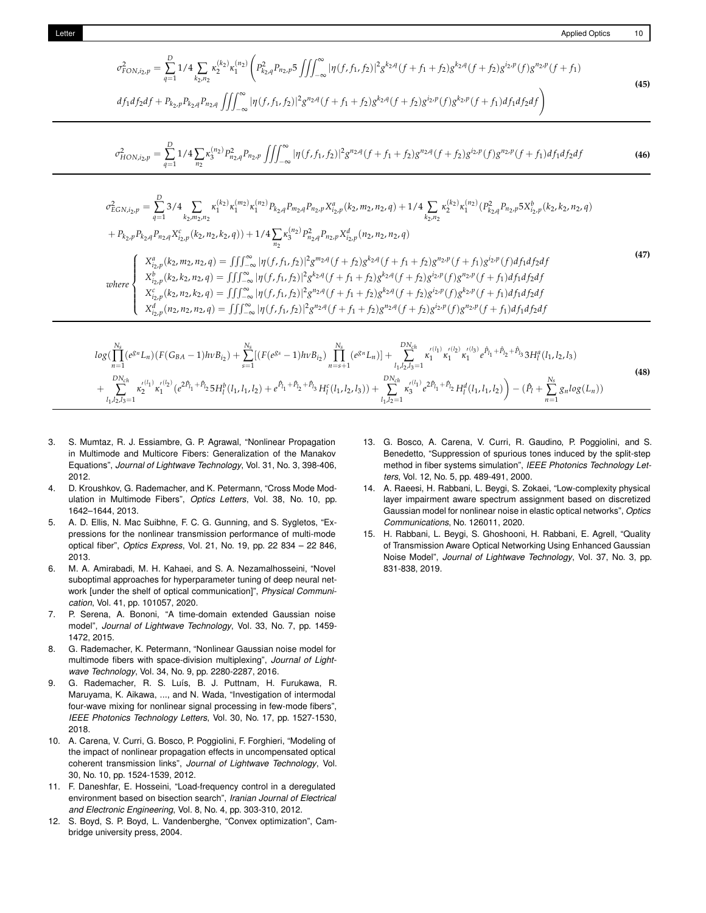$$\sigma^2_{FON,i_2,p} = \sum_{q=1}^{D} 1/4 \sum_{k_2,n_2} \kappa_2^{(k_2)} \kappa_1^{(n_2)} \Bigg( P^2_{k_2,q} P_{n_2,p} 5 \iiint_{-\infty}^{\infty} |\eta(f,f_1,f_2)|^2 g^{k_2,q}(f+f_1+f_2) g^{k_2,q}(f+f_2) g^{i_2,p}(f) g^{n_2,p}(f+f_1)$$
$$df_1 df_2 df + P_{k_2,p} P_{k_2,q} P_{n_2,q} \iiint_{-\infty}^{\infty} |\eta(f,f_1,f_2)|^2 g^{n_2,q}(f+f_1+f_2) g^{k_2,q}(f+f_2) g^{i_2,p}(f) g^{k_2,p}(f+f_1) df_1 df_2 df \Bigg) \tag{45}$$

$$\sigma^2_{HON,i_2,p} = \sum_{q=1}^{D} 1/4 \sum_{n_2} \kappa_3^{(n_2)} P^2_{n_2,q} P_{n_2,p} \iiint_{-\infty}^{\infty} |\eta(f,f_1,f_2)|^2 g^{n_2,q}(f+f_1+f_2) g^{n_2,q}(f+f_2) g^{i_2,p}(f) g^{n_2,p}(f+f_1) df_1 df_2 df \tag{46}$$

$$\sigma^2_{EGN,i_2,p} = \sum_{q=1}^{D} 3/4 \sum_{k_2,m_2,n_2} \kappa_1^{(k_2)} \kappa_1^{(m_2)} \kappa_1^{(n_2)} P_{k_2,q} P_{m_2,q} P_{n_2,p} X^a_{i_2,p}(k_2,m_2,n_2,q) + 1/4 \sum_{k_2,n_2} \kappa_2^{(k_2)} \kappa_1^{(n_2)} (P^2_{k_2,q} P_{n_2,p} 5 X^b_{i_2,p}(k_2,k_2,n_2,q)$$
$$+ P_{k_2,p} P_{k_2,q} P_{n_2,q} X^c_{i_2,p}(k_2,n_2,k_2,q)) + 1/4 \sum_{n_2} \kappa_3^{(n_2)} P^2_{n_2,q} P_{n_2,p} X^d_{i_2,p}(n_2,n_2,n_2,q)$$
$$where \begin{cases} X^a_{i_2,p}(k_2,m_2,n_2,q) = \iiint_{-\infty}^{\infty} |\eta(f,f_1,f_2)|^2 g^{m_2,q}(f+f_2) g^{k_2,q}(f+f_1+f_2) g^{n_2,p}(f+f_1) g^{i_2,p}(f) df_1 df_2 df \\ X^b_{i_2,p}(k_2,k_2,n_2,q) = \iiint_{-\infty}^{\infty} |\eta(f,f_1,f_2)|^2 g^{k_2,q}(f+f_1+f_2) g^{k_2,q}(f+f_2) g^{i_2,p}(f) g^{n_2,p}(f+f_1) df_1 df_2 df \\ X^c_{i_2,p}(k_2,n_2,k_2,q) = \iiint_{-\infty}^{\infty} |\eta(f,f_1,f_2)|^2 g^{n_2,q}(f+f_1+f_2) g^{k_2,q}(f+f_2) g^{i_2,p}(f) g^{k_2,p}(f+f_1) df_1 df_2 df \\ X^d_{i_2,p}(n_2,n_2,n_2,q) = \iiint_{-\infty}^{\infty} |\eta(f,f_1,f_2)|^2 g^{n_2,q}(f+f_1+f_2) g^{n_2,q}(f+f_2) g^{i_2,p}(f) g^{n_2,p}(f+f_1) df_1 df_2 df \end{cases} \tag{47}$$

$$log(\prod_{n=1}^{N_s}(e^{g_n} L_n)(F(G_{BA}-1)h\nu B_{i_2}) + \sum_{s=1}^{N_s}[(F(e^{g_s}-1)h\nu B_{i_2}) \prod_{n=s+1}^{N_s}(e^{g_n} L_n)] + \sum_{l_1,l_2,l_3=1}^{DN_{ch}} \kappa_1^{\prime(l_1)} \kappa_1^{\prime(l_2)} \kappa_1^{\prime(l_3)} e^{\hat{P}_{l_1}+\hat{P}_{l_2}+\hat{P}_{l_3}} 3H^a_l(l_1,l_2,l_3)$$
$$+ \sum_{l_1,l_2,l_3=1}^{DN_{ch}} \kappa_2^{\prime(l_1)} \kappa_1^{\prime(l_2)} (e^{2\hat{P}_{l_1}+\hat{P}_{l_2}} 5H^b_l(l_1,l_1,l_2) + e^{\hat{P}_{l_1}+\hat{P}_{l_2}+\hat{P}_{l_3}} H^c_l(l_1,l_2,l_3)) + \sum_{l_1,l_2=1}^{DN_{ch}} \kappa_3^{\prime(l_1)} e^{2\hat{P}_{l_1}+\hat{P}_{l_2}} H^d_l(l_1,l_1,l_2) \Big) - (\hat{P}_l + \sum_{n=1}^{N_s} g_n log(L_n)) \tag{48}$$

3. S. Mumtaz, R. J. Essiambre, G. P. Agrawal, "Nonlinear Propagation in Multimode and Multicore Fibers: Generalization of the Manakov Equations", *Journal of Lightwave Technology*, Vol. 31, No. 3, 398-406, 2012.
4. D. Kroushkov, G. Rademacher, and K. Petermann, "Cross Mode Modulation in Multimode Fibers", *Optics Letters*, Vol. 38, No. 10, pp. 1642–1644, 2013.
5. A. D. Ellis, N. Mac Suibhne, F. C. G. Gunning, and S. Sygletos, "Expressions for the nonlinear transmission performance of multi-mode optical fiber", *Optics Express*, Vol. 21, No. 19, pp. 22 834 – 22 846, 2013.
6. M. A. Amirabadi, M. H. Kahaei, and S. A. Nezamalhosseini, "Novel suboptimal approaches for hyperparameter tuning of deep neural network [under the shelf of optical communication]", *Physical Communication*, Vol. 41, pp. 101057, 2020.
7. P. Serena, A. Bononi, "A time-domain extended Gaussian noise model", *Journal of Lightwave Technology*, Vol. 33, No. 7, pp. 1459-1472, 2015.
8. G. Rademacher, K. Petermann, "Nonlinear Gaussian noise model for multimode fibers with space-division multiplexing", *Journal of Lightwave Technology*, Vol. 34, No. 9, pp. 2280-2287, 2016.
9. G. Rademacher, R. S. Luís, B. J. Puttnam, H. Furukawa, R. Maruyama, K. Aikawa, ..., and N. Wada, "Investigation of intermodal four-wave mixing for nonlinear signal processing in few-mode fibers", *IEEE Photonics Technology Letters*, Vol. 30, No. 17, pp. 1527-1530, 2018.
10. A. Carena, V. Curri, G. Bosco, P. Poggiolini, F. Forghieri, "Modeling of the impact of nonlinear propagation effects in uncompensated optical coherent transmission links", *Journal of Lightwave Technology*, Vol. 30, No. 10, pp. 1524-1539, 2012.
11. F. Daneshfar, E. Hosseini, "Load-frequency control in a deregulated environment based on bisection search", *Iranian Journal of Electrical and Electronic Engineering*, Vol. 8, No. 4, pp. 303-310, 2012.
12. S. Boyd, S. P. Boyd, L. Vandenberghe, "Convex optimization", Cambridge university press, 2004.
13. G. Bosco, A. Carena, V. Curri, R. Gaudino, P. Poggiolini, and S. Benedetto, "Suppression of spurious tones induced by the split-step method in fiber systems simulation", *IEEE Photonics Technology Letters*, Vol. 12, No. 5, pp. 489-491, 2000.
14. A. Raeesi, H. Rabbani, L. Beygi, S. Zokaei, "Low-complexity physical layer impairment aware spectrum assignment based on discretized Gaussian model for nonlinear noise in elastic optical networks", *Optics Communications*, No. 126011, 2020.
15. H. Rabbani, L. Beygi, S. Ghoshooni, H. Rabbani, E. Agrell, "Quality of Transmission Aware Optical Networking Using Enhanced Gaussian Noise Model", *Journal of Lightwave Technology*, Vol. 37, No. 3, pp. 831-838, 2019.